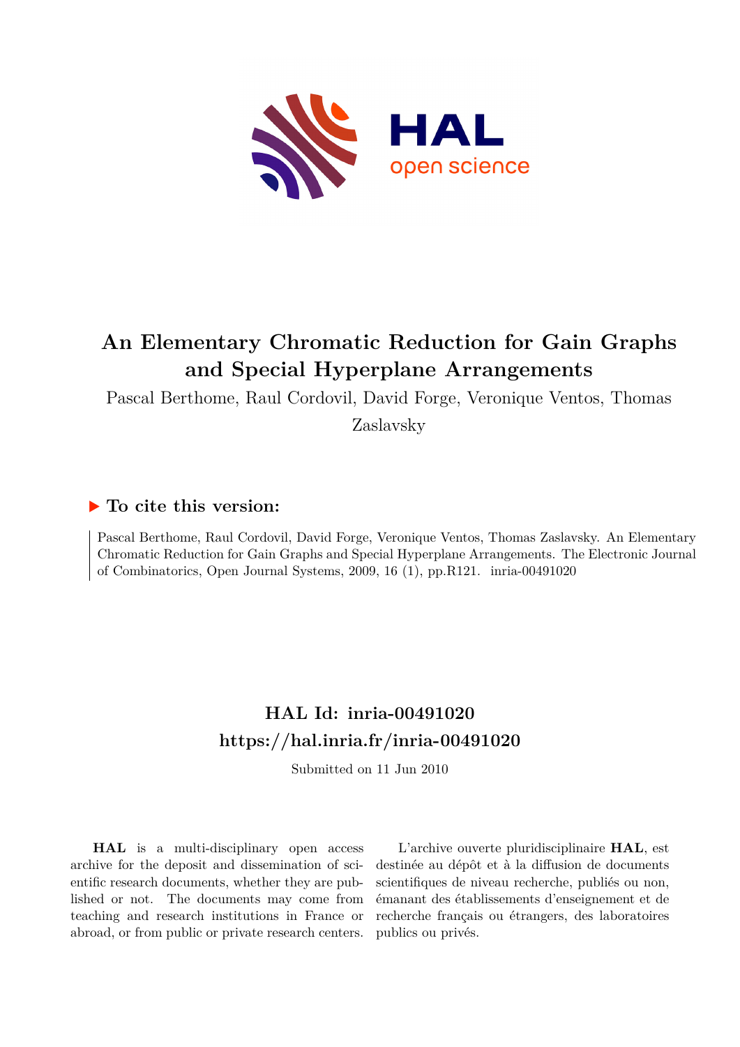# An Elementary Chromatic Reduction for Gain Graphs and Special Hyperplane Arrangements

Pascal Berthome, Raul Cordovil, David Forge, Veronique Ventos, Thomas Zaslavsky

## ▶ To cite this version:

Pascal Berthome, Raul Cordovil, David Forge, Veronique Ventos, Thomas Zaslavsky. An Elementary Chromatic Reduction for Gain Graphs and Special Hyperplane Arrangements. The Electronic Journal of Combinatorics, Open Journal Systems, 2009, 16 (1), pp.R121. inria-00491020

## HAL Id: inria-00491020
## https://hal.inria.fr/inria-00491020

Submitted on 11 Jun 2010

**HAL** is a multi-disciplinary open access archive for the deposit and dissemination of scientific research documents, whether they are published or not. The documents may come from teaching and research institutions in France or abroad, or from public or private research centers.

L'archive ouverte pluridisciplinaire **HAL**, est destinée au dépôt et à la diffusion de documents scientifiques de niveau recherche, publiés ou non, émanant des établissements d'enseignement et de recherche français ou étrangers, des laboratoires publics ou privés.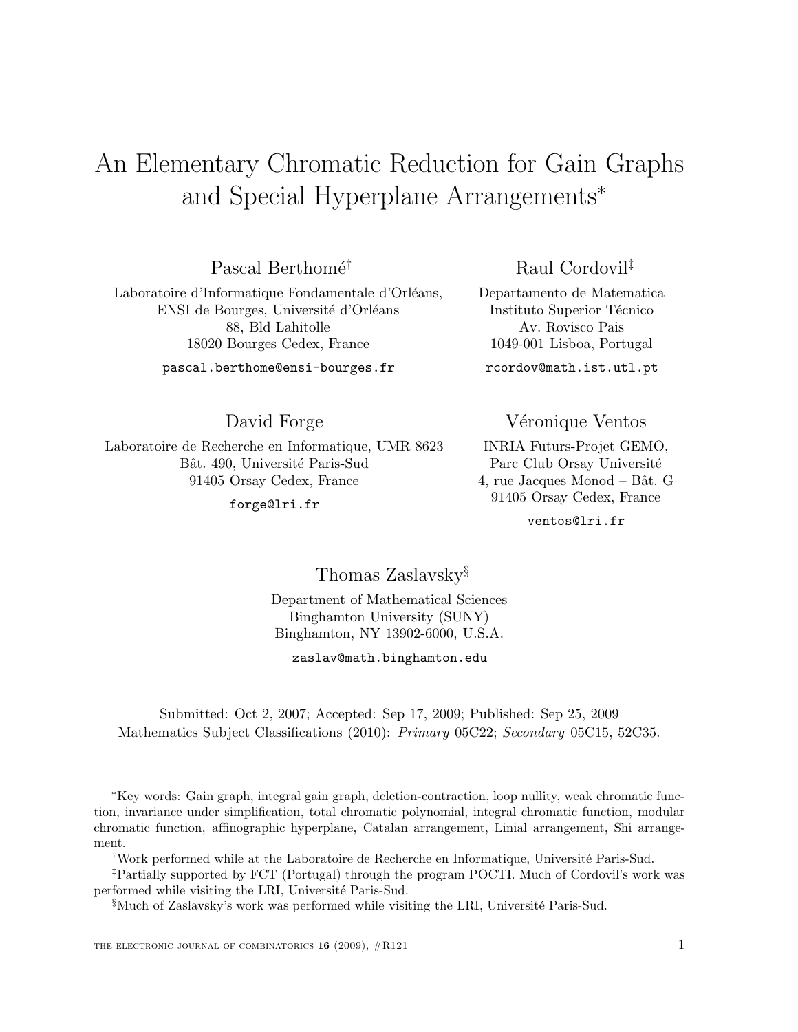# An Elementary Chromatic Reduction for Gain Graphs and Special Hyperplane Arrangements*

Pascal Berthomé[†]
Laboratoire d'Informatique Fondamentale d'Orléans,
ENSI de Bourges, Université d'Orléans
88, Bld Lahitolle
18020 Bourges Cedex, France
`pascal.berthome@ensi-bourges.fr`

Raul Cordovil[‡]
Departamento de Matematica
Instituto Superior Técnico
Av. Rovisco Pais
1049-001 Lisboa, Portugal
`rcordov@math.ist.utl.pt`

David Forge
Laboratoire de Recherche en Informatique, UMR 8623
Bât. 490, Université Paris-Sud
91405 Orsay Cedex, France
`forge@lri.fr`

Véronique Ventos
INRIA Futurs-Projet GEMO,
Parc Club Orsay Université
4, rue Jacques Monod – Bât. G
91405 Orsay Cedex, France
`ventos@lri.fr`

Thomas Zaslavsky[§]
Department of Mathematical Sciences
Binghamton University (SUNY)
Binghamton, NY 13902-6000, U.S.A.
`zaslav@math.binghamton.edu`

Submitted: Oct 2, 2007; Accepted: Sep 17, 2009; Published: Sep 25, 2009
Mathematics Subject Classifications (2010): *Primary* 05C22; *Secondary* 05C15, 52C35.

---

*Key words: Gain graph, integral gain graph, deletion-contraction, loop nullity, weak chromatic function, invariance under simplification, total chromatic polynomial, integral chromatic function, modular chromatic function, affinographic hyperplane, Catalan arrangement, Linial arrangement, Shi arrangement.

[†]Work performed while at the Laboratoire de Recherche en Informatique, Université Paris-Sud.

[‡]Partially supported by FCT (Portugal) through the program POCTI. Much of Cordovil's work was performed while visiting the LRI, Université Paris-Sud.

[§]Much of Zaslavsky's work was performed while visiting the LRI, Université Paris-Sud.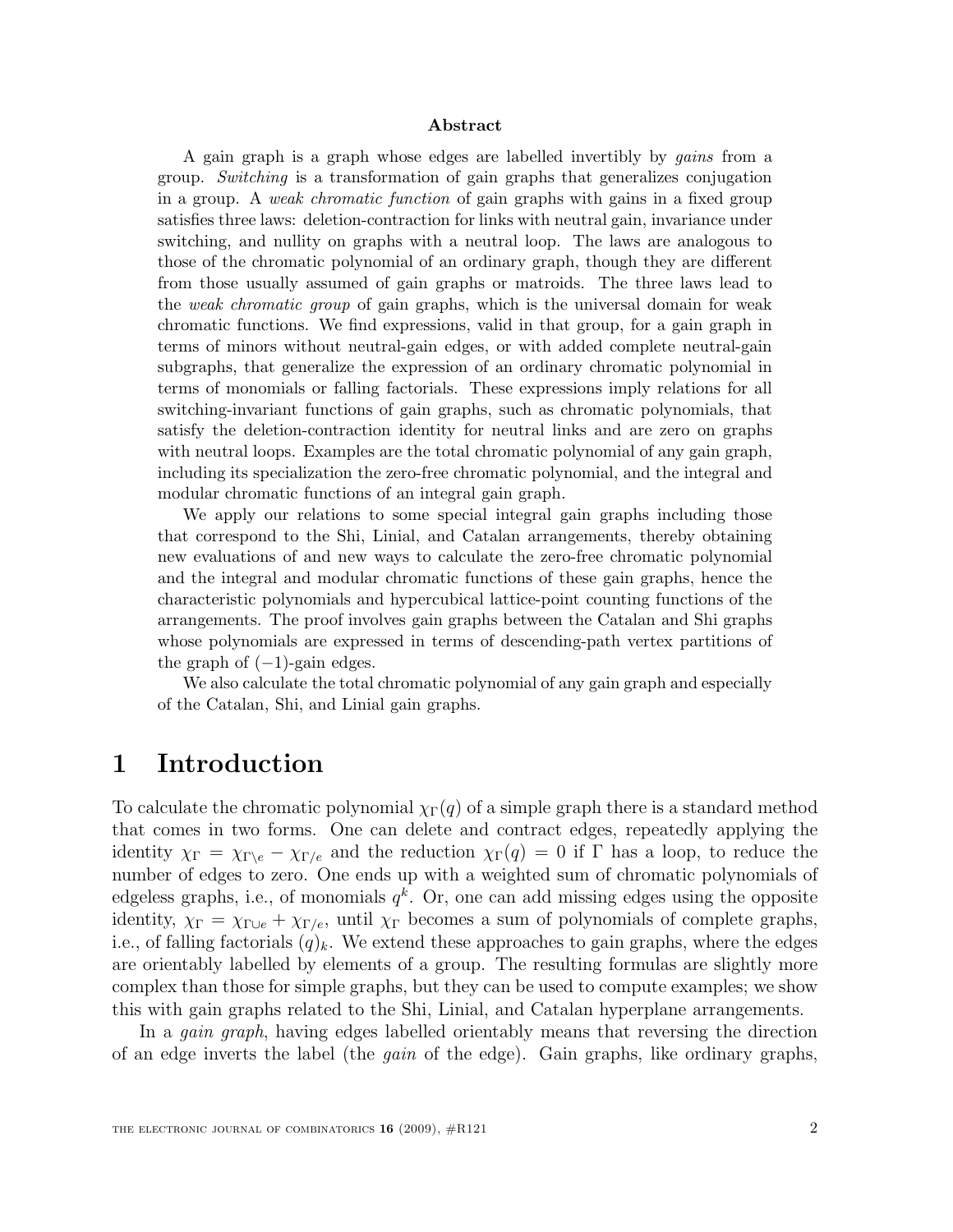**Abstract**

A gain graph is a graph whose edges are labelled invertibly by *gains* from a group. *Switching* is a transformation of gain graphs that generalizes conjugation in a group. A *weak chromatic function* of gain graphs with gains in a fixed group satisfies three laws: deletion-contraction for links with neutral gain, invariance under switching, and nullity on graphs with a neutral loop. The laws are analogous to those of the chromatic polynomial of an ordinary graph, though they are different from those usually assumed of gain graphs or matroids. The three laws lead to the *weak chromatic group* of gain graphs, which is the universal domain for weak chromatic functions. We find expressions, valid in that group, for a gain graph in terms of minors without neutral-gain edges, or with added complete neutral-gain subgraphs, that generalize the expression of an ordinary chromatic polynomial in terms of monomials or falling factorials. These expressions imply relations for all switching-invariant functions of gain graphs, such as chromatic polynomials, that satisfy the deletion-contraction identity for neutral links and are zero on graphs with neutral loops. Examples are the total chromatic polynomial of any gain graph, including its specialization the zero-free chromatic polynomial, and the integral and modular chromatic functions of an integral gain graph.

We apply our relations to some special integral gain graphs including those that correspond to the Shi, Linial, and Catalan arrangements, thereby obtaining new evaluations of and new ways to calculate the zero-free chromatic polynomial and the integral and modular chromatic functions of these gain graphs, hence the characteristic polynomials and hypercubical lattice-point counting functions of the arrangements. The proof involves gain graphs between the Catalan and Shi graphs whose polynomials are expressed in terms of descending-path vertex partitions of the graph of $(-1)$-gain edges.

We also calculate the total chromatic polynomial of any gain graph and especially of the Catalan, Shi, and Linial gain graphs.

# 1 Introduction

To calculate the chromatic polynomial $\chi_\Gamma(q)$ of a simple graph there is a standard method that comes in two forms. One can delete and contract edges, repeatedly applying the identity $\chi_\Gamma = \chi_{\Gamma\setminus e} - \chi_{\Gamma/e}$ and the reduction $\chi_\Gamma(q) = 0$ if $\Gamma$ has a loop, to reduce the number of edges to zero. One ends up with a weighted sum of chromatic polynomials of edgeless graphs, i.e., of monomials $q^k$. Or, one can add missing edges using the opposite identity, $\chi_\Gamma = \chi_{\Gamma\cup e} + \chi_{\Gamma/e}$, until $\chi_\Gamma$ becomes a sum of polynomials of complete graphs, i.e., of falling factorials $(q)_k$. We extend these approaches to gain graphs, where the edges are orientably labelled by elements of a group. The resulting formulas are slightly more complex than those for simple graphs, but they can be used to compute examples; we show this with gain graphs related to the Shi, Linial, and Catalan hyperplane arrangements.

In a *gain graph*, having edges labelled orientably means that reversing the direction of an edge inverts the label (the *gain* of the edge). Gain graphs, like ordinary graphs,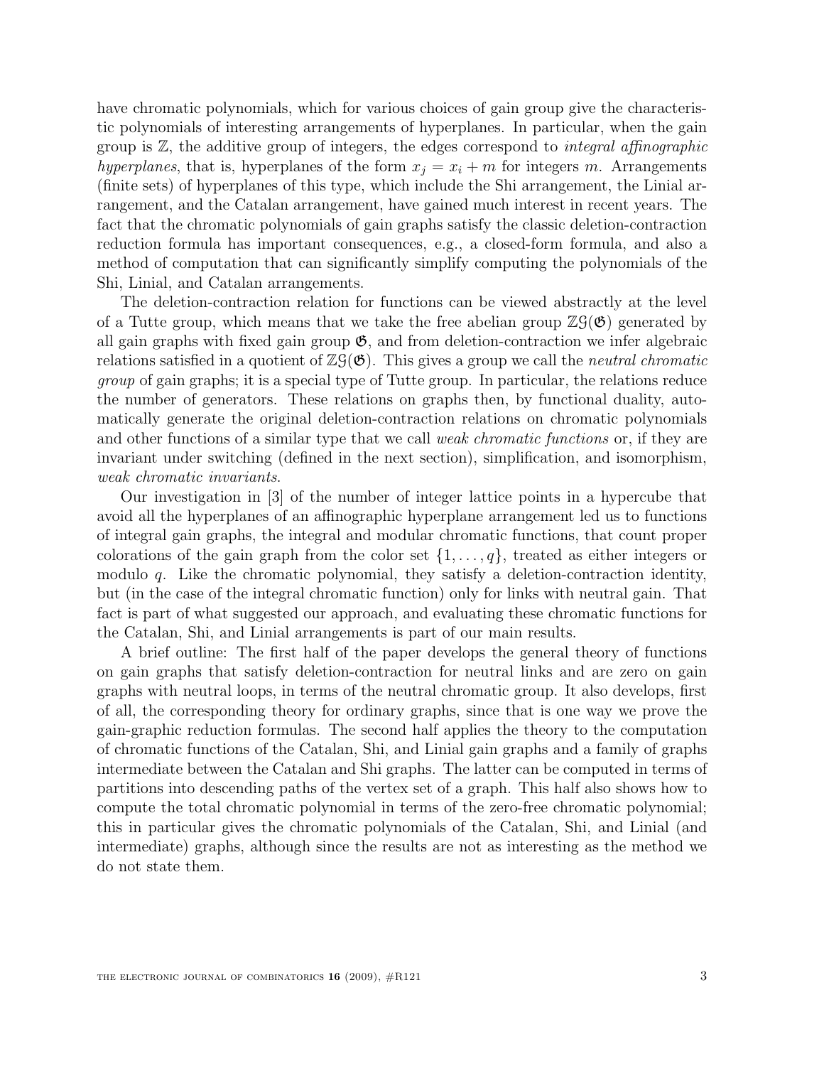have chromatic polynomials, which for various choices of gain group give the characteristic polynomials of interesting arrangements of hyperplanes. In particular, when the gain group is $\mathbb{Z}$, the additive group of integers, the edges correspond to *integral affinographic hyperplanes*, that is, hyperplanes of the form $x_j = x_i + m$ for integers $m$. Arrangements (finite sets) of hyperplanes of this type, which include the Shi arrangement, the Linial arrangement, and the Catalan arrangement, have gained much interest in recent years. The fact that the chromatic polynomials of gain graphs satisfy the classic deletion-contraction reduction formula has important consequences, e.g., a closed-form formula, and also a method of computation that can significantly simplify computing the polynomials of the Shi, Linial, and Catalan arrangements.

The deletion-contraction relation for functions can be viewed abstractly at the level of a Tutte group, which means that we take the free abelian group $\mathbb{Z}\mathcal{G}(\mathfrak{G})$ generated by all gain graphs with fixed gain group $\mathfrak{G}$, and from deletion-contraction we infer algebraic relations satisfied in a quotient of $\mathbb{Z}\mathcal{G}(\mathfrak{G})$. This gives a group we call the *neutral chromatic group* of gain graphs; it is a special type of Tutte group. In particular, the relations reduce the number of generators. These relations on graphs then, by functional duality, automatically generate the original deletion-contraction relations on chromatic polynomials and other functions of a similar type that we call *weak chromatic functions* or, if they are invariant under switching (defined in the next section), simplification, and isomorphism, *weak chromatic invariants*.

Our investigation in [3] of the number of integer lattice points in a hypercube that avoid all the hyperplanes of an affinographic hyperplane arrangement led us to functions of integral gain graphs, the integral and modular chromatic functions, that count proper colorations of the gain graph from the color set $\{1, \ldots, q\}$, treated as either integers or modulo $q$. Like the chromatic polynomial, they satisfy a deletion-contraction identity, but (in the case of the integral chromatic function) only for links with neutral gain. That fact is part of what suggested our approach, and evaluating these chromatic functions for the Catalan, Shi, and Linial arrangements is part of our main results.

A brief outline: The first half of the paper develops the general theory of functions on gain graphs that satisfy deletion-contraction for neutral links and are zero on gain graphs with neutral loops, in terms of the neutral chromatic group. It also develops, first of all, the corresponding theory for ordinary graphs, since that is one way we prove the gain-graphic reduction formulas. The second half applies the theory to the computation of chromatic functions of the Catalan, Shi, and Linial gain graphs and a family of graphs intermediate between the Catalan and Shi graphs. The latter can be computed in terms of partitions into descending paths of the vertex set of a graph. This half also shows how to compute the total chromatic polynomial in terms of the zero-free chromatic polynomial; this in particular gives the chromatic polynomials of the Catalan, Shi, and Linial (and intermediate) graphs, although since the results are not as interesting as the method we do not state them.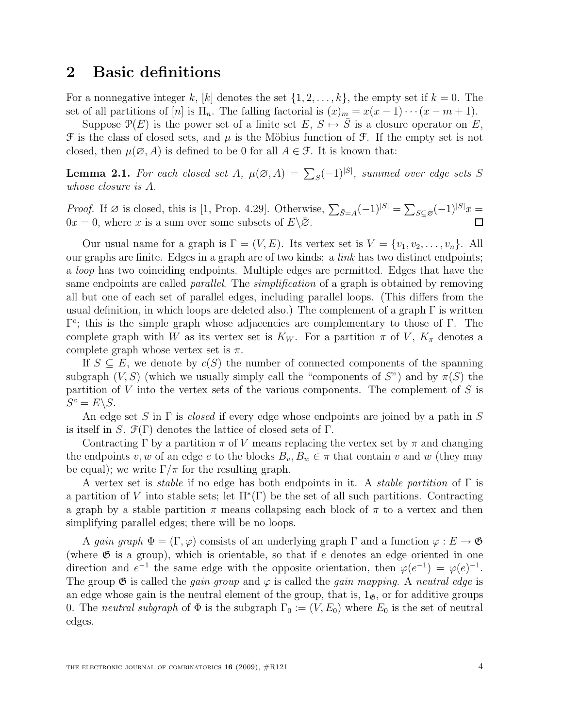## 2 Basic definitions

For a nonnegative integer $k$, $[k]$ denotes the set $\{1, 2, \dots, k\}$, the empty set if $k = 0$. The set of all partitions of $[n]$ is $\Pi_n$. The falling factorial is $(x)_m = x(x-1)\cdots(x-m+1)$.

Suppose $\mathcal{P}(E)$ is the power set of a finite set $E$, $S \mapsto \bar{S}$ is a closure operator on $E$, $\mathcal{F}$ is the class of closed sets, and $\mu$ is the Möbius function of $\mathcal{F}$. If the empty set is not closed, then $\mu(\varnothing, A)$ is defined to be 0 for all $A \in \mathcal{F}$. It is known that:

**Lemma 2.1.** *For each closed set $A$, $\mu(\varnothing, A) = \sum_S (-1)^{|S|}$, summed over edge sets $S$ whose closure is $A$.*

*Proof.* If $\varnothing$ is closed, this is [1, Prop. 4.29]. Otherwise, $\sum_{\bar{S}=A}(-1)^{|S|} = \sum_{S \subseteq \bar{\varnothing}}(-1)^{|S|}x = 0x = 0$, where $x$ is a sum over some subsets of $E \backslash \bar{\varnothing}$. ∎

Our usual name for a graph is $\Gamma = (V, E)$. Its vertex set is $V = \{v_1, v_2, \dots, v_n\}$. All our graphs are finite. Edges in a graph are of two kinds: a *link* has two distinct endpoints; a *loop* has two coinciding endpoints. Multiple edges are permitted. Edges that have the same endpoints are called *parallel*. The *simplification* of a graph is obtained by removing all but one of each set of parallel edges, including parallel loops. (This differs from the usual definition, in which loops are deleted also.) The complement of a graph $\Gamma$ is written $\Gamma^c$; this is the simple graph whose adjacencies are complementary to those of $\Gamma$. The complete graph with $W$ as its vertex set is $K_W$. For a partition $\pi$ of $V$, $K_\pi$ denotes a complete graph whose vertex set is $\pi$.

If $S \subseteq E$, we denote by $c(S)$ the number of connected components of the spanning subgraph $(V, S)$ (which we usually simply call the "components of $S$") and by $\pi(S)$ the partition of $V$ into the vertex sets of the various components. The complement of $S$ is $S^c = E \backslash S$.

An edge set $S$ in $\Gamma$ is *closed* if every edge whose endpoints are joined by a path in $S$ is itself in $S$. $\mathcal{F}(\Gamma)$ denotes the lattice of closed sets of $\Gamma$.

Contracting $\Gamma$ by a partition $\pi$ of $V$ means replacing the vertex set by $\pi$ and changing the endpoints $v, w$ of an edge $e$ to the blocks $B_v, B_w \in \pi$ that contain $v$ and $w$ (they may be equal); we write $\Gamma/\pi$ for the resulting graph.

A vertex set is *stable* if no edge has both endpoints in it. A *stable partition* of $\Gamma$ is a partition of $V$ into stable sets; let $\Pi^*(\Gamma)$ be the set of all such partitions. Contracting a graph by a stable partition $\pi$ means collapsing each block of $\pi$ to a vertex and then simplifying parallel edges; there will be no loops.

A *gain graph* $\Phi = (\Gamma, \varphi)$ consists of an underlying graph $\Gamma$ and a function $\varphi : E \to \mathfrak{G}$ (where $\mathfrak{G}$ is a group), which is orientable, so that if $e$ denotes an edge oriented in one direction and $e^{-1}$ the same edge with the opposite orientation, then $\varphi(e^{-1}) = \varphi(e)^{-1}$. The group $\mathfrak{G}$ is called the *gain group* and $\varphi$ is called the *gain mapping*. A *neutral edge* is an edge whose gain is the neutral element of the group, that is, $1_{\mathfrak{G}}$, or for additive groups 0. The *neutral subgraph* of $\Phi$ is the subgraph $\Gamma_0 := (V, E_0)$ where $E_0$ is the set of neutral edges.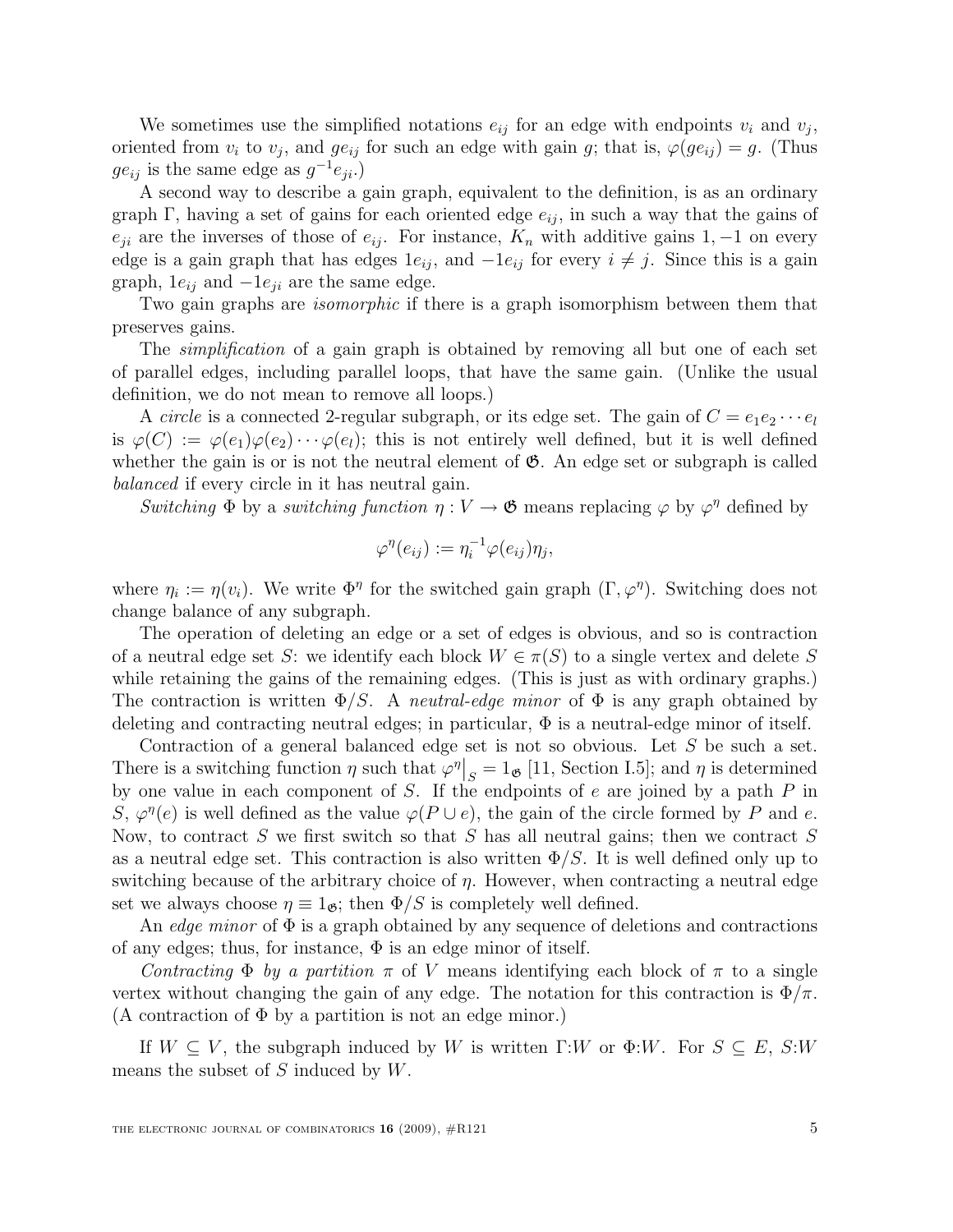We sometimes use the simplified notations $e_{ij}$ for an edge with endpoints $v_i$ and $v_j$, oriented from $v_i$ to $v_j$, and $ge_{ij}$ for such an edge with gain $g$; that is, $\varphi(ge_{ij}) = g$. (Thus $ge_{ij}$ is the same edge as $g^{-1}e_{ji}$.)

A second way to describe a gain graph, equivalent to the definition, is as an ordinary graph $\Gamma$, having a set of gains for each oriented edge $e_{ij}$, in such a way that the gains of $e_{ji}$ are the inverses of those of $e_{ij}$. For instance, $K_n$ with additive gains $1, -1$ on every edge is a gain graph that has edges $1e_{ij}$, and $-1e_{ij}$ for every $i \neq j$. Since this is a gain graph, $1e_{ij}$ and $-1e_{ji}$ are the same edge.

Two gain graphs are *isomorphic* if there is a graph isomorphism between them that preserves gains.

The *simplification* of a gain graph is obtained by removing all but one of each set of parallel edges, including parallel loops, that have the same gain. (Unlike the usual definition, we do not mean to remove all loops.)

A *circle* is a connected 2-regular subgraph, or its edge set. The gain of $C = e_1 e_2 \cdots e_l$ is $\varphi(C) := \varphi(e_1)\varphi(e_2)\cdots\varphi(e_l)$; this is not entirely well defined, but it is well defined whether the gain is or is not the neutral element of $\mathfrak{G}$. An edge set or subgraph is called *balanced* if every circle in it has neutral gain.

*Switching* $\Phi$ by a *switching function* $\eta : V \to \mathfrak{G}$ means replacing $\varphi$ by $\varphi^\eta$ defined by

$$\varphi^\eta(e_{ij}) := \eta_i^{-1}\varphi(e_{ij})\eta_j,$$

where $\eta_i := \eta(v_i)$. We write $\Phi^\eta$ for the switched gain graph $(\Gamma, \varphi^\eta)$. Switching does not change balance of any subgraph.

The operation of deleting an edge or a set of edges is obvious, and so is contraction of a neutral edge set $S$: we identify each block $W \in \pi(S)$ to a single vertex and delete $S$ while retaining the gains of the remaining edges. (This is just as with ordinary graphs.) The contraction is written $\Phi/S$. A *neutral-edge minor* of $\Phi$ is any graph obtained by deleting and contracting neutral edges; in particular, $\Phi$ is a neutral-edge minor of itself.

Contraction of a general balanced edge set is not so obvious. Let $S$ be such a set. There is a switching function $\eta$ such that $\varphi^\eta\big|_S = 1_{\mathfrak{G}}$ [11, Section I.5]; and $\eta$ is determined by one value in each component of $S$. If the endpoints of $e$ are joined by a path $P$ in $S$, $\varphi^\eta(e)$ is well defined as the value $\varphi(P \cup e)$, the gain of the circle formed by $P$ and $e$. Now, to contract $S$ we first switch so that $S$ has all neutral gains; then we contract $S$ as a neutral edge set. This contraction is also written $\Phi/S$. It is well defined only up to switching because of the arbitrary choice of $\eta$. However, when contracting a neutral edge set we always choose $\eta \equiv 1_{\mathfrak{G}}$; then $\Phi/S$ is completely well defined.

An *edge minor* of $\Phi$ is a graph obtained by any sequence of deletions and contractions of any edges; thus, for instance, $\Phi$ is an edge minor of itself.

*Contracting* $\Phi$ *by a partition* $\pi$ of $V$ means identifying each block of $\pi$ to a single vertex without changing the gain of any edge. The notation for this contraction is $\Phi/\pi$. (A contraction of $\Phi$ by a partition is not an edge minor.)

If $W \subseteq V$, the subgraph induced by $W$ is written $\Gamma{:}W$ or $\Phi{:}W$. For $S \subseteq E$, $S{:}W$ means the subset of $S$ induced by $W$.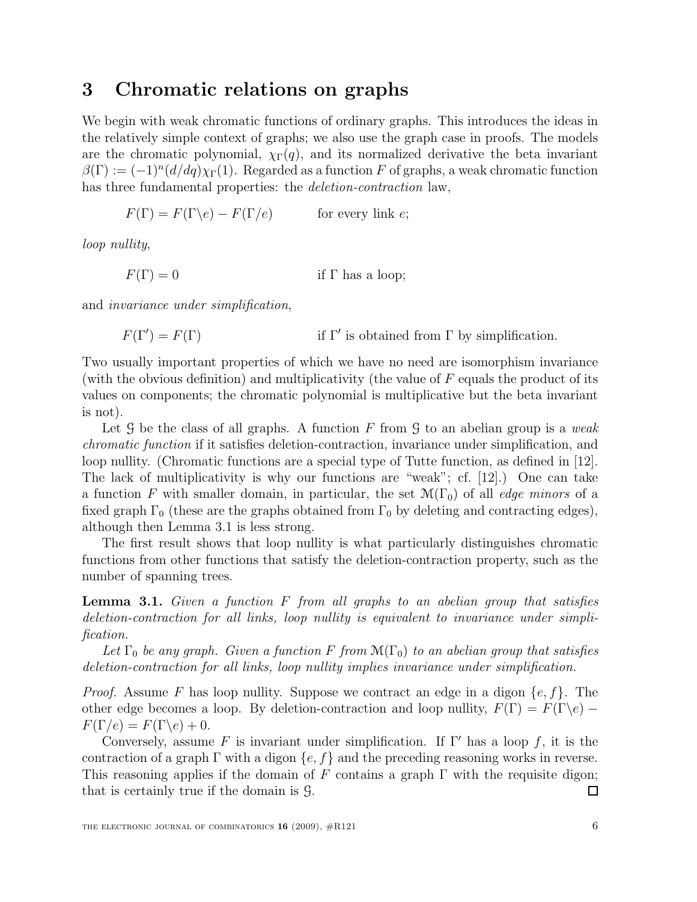## 3 Chromatic relations on graphs

We begin with weak chromatic functions of ordinary graphs. This introduces the ideas in the relatively simple context of graphs; we also use the graph case in proofs. The models are the chromatic polynomial, $\chi_\Gamma(q)$, and its normalized derivative the beta invariant $\beta(\Gamma) := (-1)^n (d/dq)\chi_\Gamma(1)$. Regarded as a function $F$ of graphs, a weak chromatic function has three fundamental properties: the *deletion-contraction* law,

$$F(\Gamma) = F(\Gamma \backslash e) - F(\Gamma / e) \qquad \text{for every link } e;$$

*loop nullity*,

$$F(\Gamma) = 0 \qquad \text{if } \Gamma \text{ has a loop;}$$

and *invariance under simplification*,

$$F(\Gamma') = F(\Gamma) \qquad \text{if } \Gamma' \text{ is obtained from } \Gamma \text{ by simplification.}$$

Two usually important properties of which we have no need are isomorphism invariance (with the obvious definition) and multiplicativity (the value of $F$ equals the product of its values on components; the chromatic polynomial is multiplicative but the beta invariant is not).

Let $\mathcal{G}$ be the class of all graphs. A function $F$ from $\mathcal{G}$ to an abelian group is a *weak chromatic function* if it satisfies deletion-contraction, invariance under simplification, and loop nullity. (Chromatic functions are a special type of Tutte function, as defined in [12]. The lack of multiplicativity is why our functions are "weak"; cf. [12].) One can take a function $F$ with smaller domain, in particular, the set $\mathcal{M}(\Gamma_0)$ of all *edge minors* of a fixed graph $\Gamma_0$ (these are the graphs obtained from $\Gamma_0$ by deleting and contracting edges), although then Lemma 3.1 is less strong.

The first result shows that loop nullity is what particularly distinguishes chromatic functions from other functions that satisfy the deletion-contraction property, such as the number of spanning trees.

**Lemma 3.1.** *Given a function $F$ from all graphs to an abelian group that satisfies deletion-contraction for all links, loop nullity is equivalent to invariance under simplification.*

*Let $\Gamma_0$ be any graph. Given a function $F$ from $\mathcal{M}(\Gamma_0)$ to an abelian group that satisfies deletion-contraction for all links, loop nullity implies invariance under simplification.*

*Proof.* Assume $F$ has loop nullity. Suppose we contract an edge in a digon $\{e, f\}$. The other edge becomes a loop. By deletion-contraction and loop nullity, $F(\Gamma) = F(\Gamma \backslash e) - F(\Gamma / e) = F(\Gamma \backslash e) + 0$.

Conversely, assume $F$ is invariant under simplification. If $\Gamma'$ has a loop $f$, it is the contraction of a graph $\Gamma$ with a digon $\{e, f\}$ and the preceding reasoning works in reverse. This reasoning applies if the domain of $F$ contains a graph $\Gamma$ with the requisite digon; that is certainly true if the domain is $\mathcal{G}$. ◻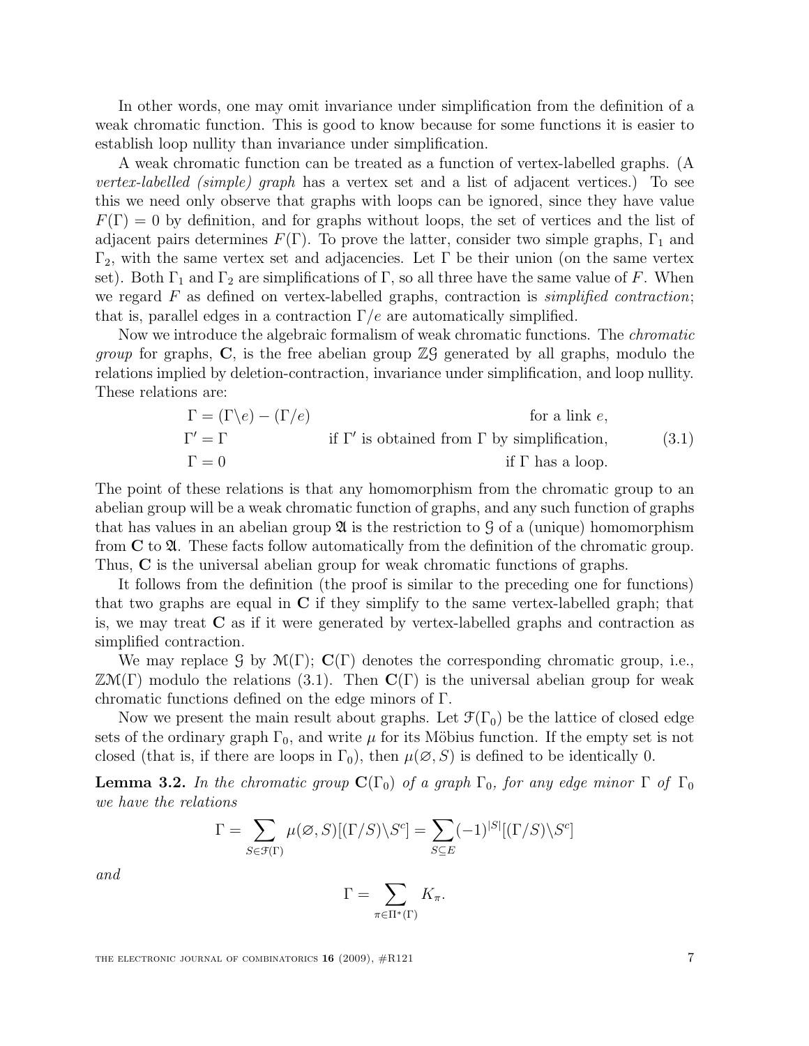In other words, one may omit invariance under simplification from the definition of a weak chromatic function. This is good to know because for some functions it is easier to establish loop nullity than invariance under simplification.

A weak chromatic function can be treated as a function of vertex-labelled graphs. (A *vertex-labelled (simple) graph* has a vertex set and a list of adjacent vertices.) To see this we need only observe that graphs with loops can be ignored, since they have value $F(\Gamma) = 0$ by definition, and for graphs without loops, the set of vertices and the list of adjacent pairs determines $F(\Gamma)$. To prove the latter, consider two simple graphs, $\Gamma_1$ and $\Gamma_2$, with the same vertex set and adjacencies. Let $\Gamma$ be their union (on the same vertex set). Both $\Gamma_1$ and $\Gamma_2$ are simplifications of $\Gamma$, so all three have the same value of $F$. When we regard $F$ as defined on vertex-labelled graphs, contraction is *simplified contraction*; that is, parallel edges in a contraction $\Gamma/e$ are automatically simplified.

Now we introduce the algebraic formalism of weak chromatic functions. The *chromatic group* for graphs, $\mathbf{C}$, is the free abelian group $\mathbb{Z}\mathcal{G}$ generated by all graphs, modulo the relations implied by deletion-contraction, invariance under simplification, and loop nullity. These relations are:

$$
\begin{aligned}
\Gamma &= (\Gamma\backslash e) - (\Gamma/e) && \text{for a link } e,\\
\Gamma' &= \Gamma && \text{if } \Gamma' \text{ is obtained from } \Gamma \text{ by simplification,}\\
\Gamma &= 0 && \text{if } \Gamma \text{ has a loop.}
\end{aligned}
\tag{3.1}
$$

The point of these relations is that any homomorphism from the chromatic group to an abelian group will be a weak chromatic function of graphs, and any such function of graphs that has values in an abelian group $\mathfrak{A}$ is the restriction to $\mathcal{G}$ of a (unique) homomorphism from $\mathbf{C}$ to $\mathfrak{A}$. These facts follow automatically from the definition of the chromatic group. Thus, $\mathbf{C}$ is the universal abelian group for weak chromatic functions of graphs.

It follows from the definition (the proof is similar to the preceding one for functions) that two graphs are equal in $\mathbf{C}$ if they simplify to the same vertex-labelled graph; that is, we may treat $\mathbf{C}$ as if it were generated by vertex-labelled graphs and contraction as simplified contraction.

We may replace $\mathcal{G}$ by $\mathcal{M}(\Gamma)$; $\mathbf{C}(\Gamma)$ denotes the corresponding chromatic group, i.e., $\mathbb{Z}\mathcal{M}(\Gamma)$ modulo the relations (3.1). Then $\mathbf{C}(\Gamma)$ is the universal abelian group for weak chromatic functions defined on the edge minors of $\Gamma$.

Now we present the main result about graphs. Let $\mathcal{F}(\Gamma_0)$ be the lattice of closed edge sets of the ordinary graph $\Gamma_0$, and write $\mu$ for its Möbius function. If the empty set is not closed (that is, if there are loops in $\Gamma_0$), then $\mu(\varnothing, S)$ is defined to be identically 0.

**Lemma 3.2.** *In the chromatic group $\mathbf{C}(\Gamma_0)$ of a graph $\Gamma_0$, for any edge minor $\Gamma$ of $\Gamma_0$ we have the relations*

$$
\Gamma = \sum_{S \in \mathcal{F}(\Gamma)} \mu(\varnothing, S)[(\Gamma/S)\backslash S^c] = \sum_{S \subseteq E} (-1)^{|S|}[(\Gamma/S)\backslash S^c]
$$

*and*

$$
\Gamma = \sum_{\pi \in \Pi^*(\Gamma)} K_\pi.
$$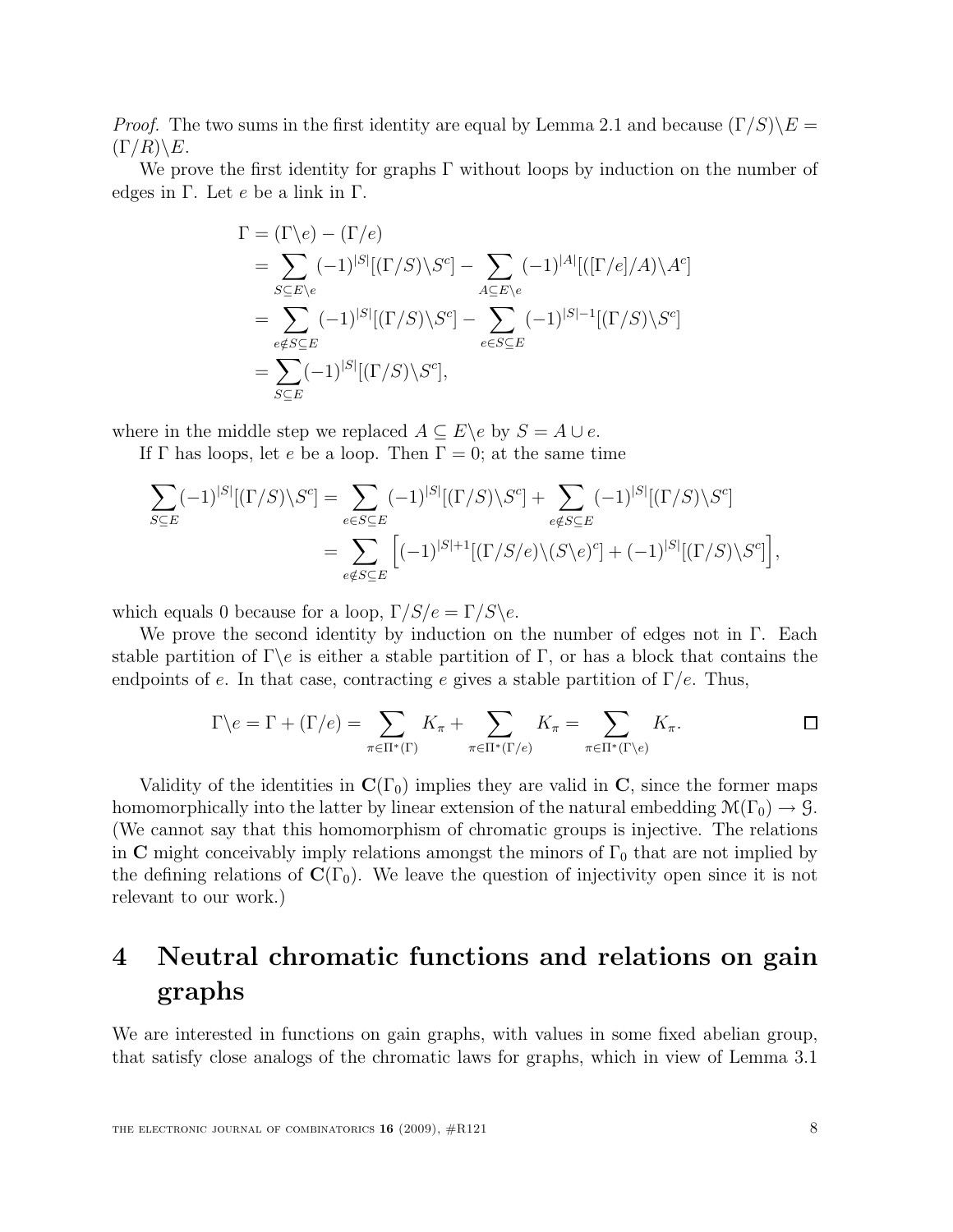*Proof.* The two sums in the first identity are equal by Lemma 2.1 and because $(\Gamma/S)\backslash E = (\Gamma/R)\backslash E$.

We prove the first identity for graphs $\Gamma$ without loops by induction on the number of edges in $\Gamma$. Let $e$ be a link in $\Gamma$.

$$\begin{aligned}
\Gamma &= (\Gamma\backslash e) - (\Gamma/e) \\
&= \sum_{S\subseteq E\backslash e} (-1)^{|S|}[(\Gamma/S)\backslash S^c] - \sum_{A\subseteq E\backslash e} (-1)^{|A|}[([\Gamma/e]/A)\backslash A^c] \\
&= \sum_{e\notin S\subseteq E} (-1)^{|S|}[(\Gamma/S)\backslash S^c] - \sum_{e\in S\subseteq E} (-1)^{|S|-1}[(\Gamma/S)\backslash S^c] \\
&= \sum_{S\subseteq E} (-1)^{|S|}[(\Gamma/S)\backslash S^c],
\end{aligned}$$

where in the middle step we replaced $A \subseteq E\backslash e$ by $S = A \cup e$.

If $\Gamma$ has loops, let $e$ be a loop. Then $\Gamma = 0$; at the same time

$$\begin{aligned}
\sum_{S\subseteq E} (-1)^{|S|}[(\Gamma/S)\backslash S^c] &= \sum_{e\in S\subseteq E} (-1)^{|S|}[(\Gamma/S)\backslash S^c] + \sum_{e\notin S\subseteq E} (-1)^{|S|}[(\Gamma/S)\backslash S^c] \\
&= \sum_{e\notin S\subseteq E} \Big[(-1)^{|S|+1}[(\Gamma/S/e)\backslash(S\backslash e)^c] + (-1)^{|S|}[(\Gamma/S)\backslash S^c]\Big],
\end{aligned}$$

which equals 0 because for a loop, $\Gamma/S/e = \Gamma/S\backslash e$.

We prove the second identity by induction on the number of edges not in $\Gamma$. Each stable partition of $\Gamma\backslash e$ is either a stable partition of $\Gamma$, or has a block that contains the endpoints of $e$. In that case, contracting $e$ gives a stable partition of $\Gamma/e$. Thus,

$$\Gamma\backslash e = \Gamma + (\Gamma/e) = \sum_{\pi\in\Pi^*(\Gamma)} K_\pi + \sum_{\pi\in\Pi^*(\Gamma/e)} K_\pi = \sum_{\pi\in\Pi^*(\Gamma\backslash e)} K_\pi. \qquad \square$$

Validity of the identities in $\mathbf{C}(\Gamma_0)$ implies they are valid in $\mathbf{C}$, since the former maps homomorphically into the latter by linear extension of the natural embedding $\mathcal{M}(\Gamma_0) \to \mathcal{G}$. (We cannot say that this homomorphism of chromatic groups is injective. The relations in $\mathbf{C}$ might conceivably imply relations amongst the minors of $\Gamma_0$ that are not implied by the defining relations of $\mathbf{C}(\Gamma_0)$. We leave the question of injectivity open since it is not relevant to our work.)

# 4 Neutral chromatic functions and relations on gain graphs

We are interested in functions on gain graphs, with values in some fixed abelian group, that satisfy close analogs of the chromatic laws for graphs, which in view of Lemma 3.1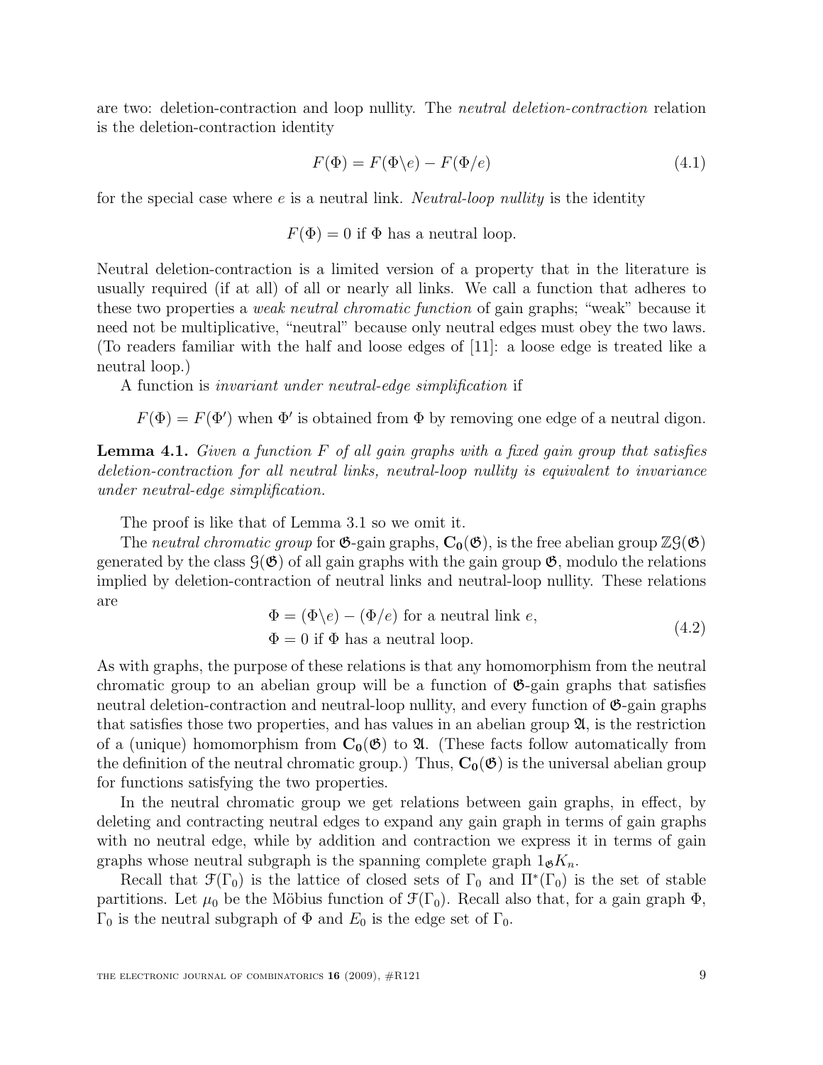are two: deletion-contraction and loop nullity. The *neutral deletion-contraction* relation is the deletion-contraction identity

$$F(\Phi) = F(\Phi\backslash e) - F(\Phi/e) \tag{4.1}$$

for the special case where $e$ is a neutral link. *Neutral-loop nullity* is the identity

$$F(\Phi) = 0 \text{ if } \Phi \text{ has a neutral loop.}$$

Neutral deletion-contraction is a limited version of a property that in the literature is usually required (if at all) of all or nearly all links. We call a function that adheres to these two properties a *weak neutral chromatic function* of gain graphs; "weak" because it need not be multiplicative, "neutral" because only neutral edges must obey the two laws. (To readers familiar with the half and loose edges of [11]: a loose edge is treated like a neutral loop.)

A function is *invariant under neutral-edge simplification* if

$F(\Phi) = F(\Phi')$ when $\Phi'$ is obtained from $\Phi$ by removing one edge of a neutral digon.

**Lemma 4.1.** *Given a function $F$ of all gain graphs with a fixed gain group that satisfies deletion-contraction for all neutral links, neutral-loop nullity is equivalent to invariance under neutral-edge simplification.*

The proof is like that of Lemma 3.1 so we omit it.

The *neutral chromatic group* for $\mathfrak{G}$-gain graphs, $\mathbf{C_0}(\mathfrak{G})$, is the free abelian group $\mathbb{Z}\mathcal{G}(\mathfrak{G})$ generated by the class $\mathcal{G}(\mathfrak{G})$ of all gain graphs with the gain group $\mathfrak{G}$, modulo the relations implied by deletion-contraction of neutral links and neutral-loop nullity. These relations are

$$\begin{aligned} &\Phi = (\Phi\backslash e) - (\Phi/e) \text{ for a neutral link } e, \\ &\Phi = 0 \text{ if } \Phi \text{ has a neutral loop.} \end{aligned} \tag{4.2}$$

As with graphs, the purpose of these relations is that any homomorphism from the neutral chromatic group to an abelian group will be a function of $\mathfrak{G}$-gain graphs that satisfies neutral deletion-contraction and neutral-loop nullity, and every function of $\mathfrak{G}$-gain graphs that satisfies those two properties, and has values in an abelian group $\mathfrak{A}$, is the restriction of a (unique) homomorphism from $\mathbf{C_0}(\mathfrak{G})$ to $\mathfrak{A}$. (These facts follow automatically from the definition of the neutral chromatic group.) Thus, $\mathbf{C_0}(\mathfrak{G})$ is the universal abelian group for functions satisfying the two properties.

In the neutral chromatic group we get relations between gain graphs, in effect, by deleting and contracting neutral edges to expand any gain graph in terms of gain graphs with no neutral edge, while by addition and contraction we express it in terms of gain graphs whose neutral subgraph is the spanning complete graph $1_{\mathfrak{G}}K_n$.

Recall that $\mathcal{F}(\Gamma_0)$ is the lattice of closed sets of $\Gamma_0$ and $\Pi^*(\Gamma_0)$ is the set of stable partitions. Let $\mu_0$ be the Möbius function of $\mathcal{F}(\Gamma_0)$. Recall also that, for a gain graph $\Phi$, $\Gamma_0$ is the neutral subgraph of $\Phi$ and $E_0$ is the edge set of $\Gamma_0$.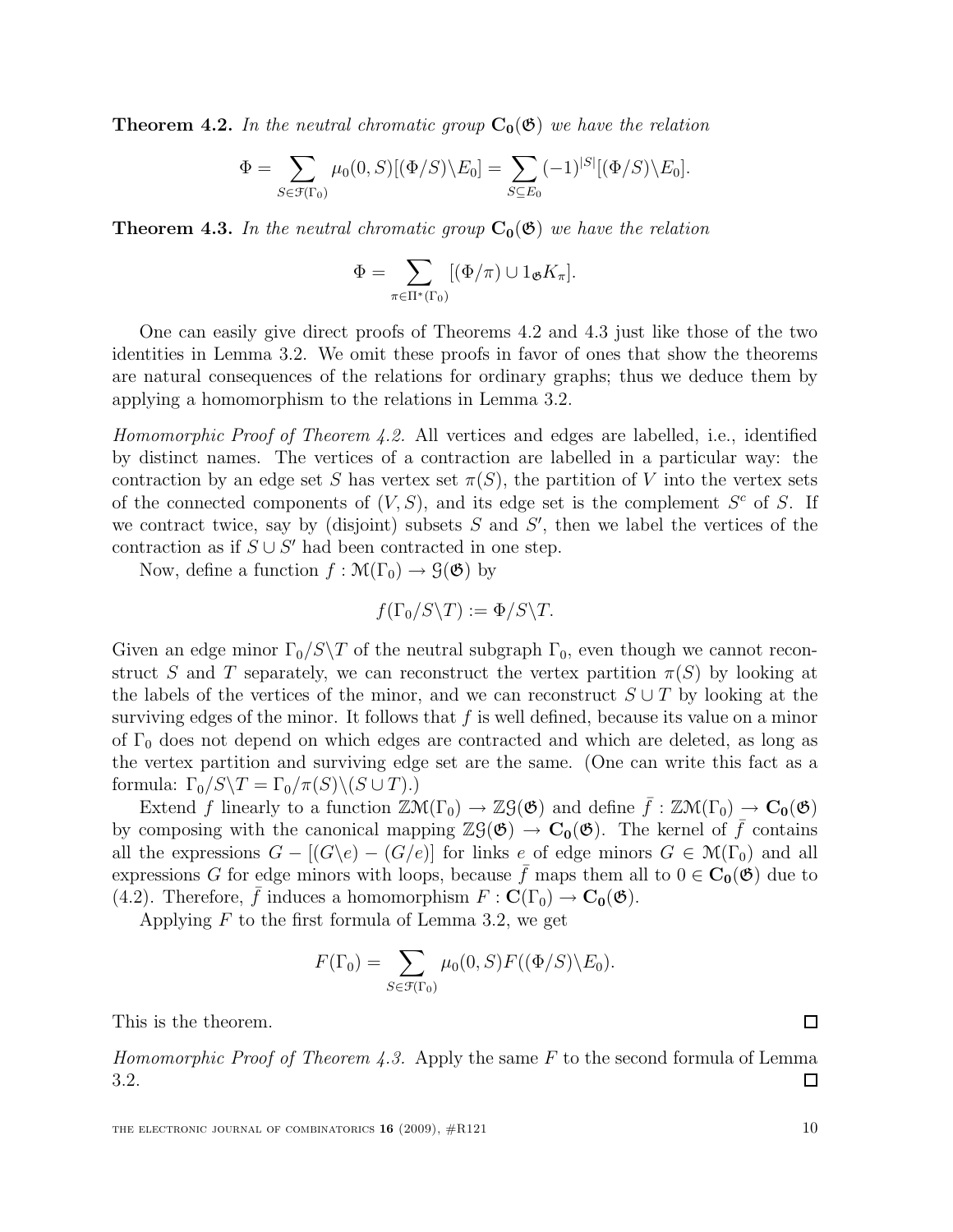**Theorem 4.2.** *In the neutral chromatic group $\mathbf{C_0}(\mathfrak{G})$ we have the relation*

$$\Phi = \sum_{S \in \mathcal{F}(\Gamma_0)} \mu_0(0,S)[(\Phi/S)\backslash E_0] = \sum_{S \subseteq E_0} (-1)^{|S|}[(\Phi/S)\backslash E_0].$$

**Theorem 4.3.** *In the neutral chromatic group $\mathbf{C_0}(\mathfrak{G})$ we have the relation*

$$\Phi = \sum_{\pi \in \Pi^*(\Gamma_0)} [(\Phi/\pi) \cup 1_{\mathfrak{G}} K_\pi].$$

One can easily give direct proofs of Theorems 4.2 and 4.3 just like those of the two identities in Lemma 3.2. We omit these proofs in favor of ones that show the theorems are natural consequences of the relations for ordinary graphs; thus we deduce them by applying a homomorphism to the relations in Lemma 3.2.

*Homomorphic Proof of Theorem 4.2.* All vertices and edges are labelled, i.e., identified by distinct names. The vertices of a contraction are labelled in a particular way: the contraction by an edge set $S$ has vertex set $\pi(S)$, the partition of $V$ into the vertex sets of the connected components of $(V,S)$, and its edge set is the complement $S^c$ of $S$. If we contract twice, say by (disjoint) subsets $S$ and $S'$, then we label the vertices of the contraction as if $S \cup S'$ had been contracted in one step.

Now, define a function $f : \mathcal{M}(\Gamma_0) \to \mathcal{G}(\mathfrak{G})$ by

$$f(\Gamma_0/S\backslash T) := \Phi/S\backslash T.$$

Given an edge minor $\Gamma_0/S\backslash T$ of the neutral subgraph $\Gamma_0$, even though we cannot reconstruct $S$ and $T$ separately, we can reconstruct the vertex partition $\pi(S)$ by looking at the labels of the vertices of the minor, and we can reconstruct $S \cup T$ by looking at the surviving edges of the minor. It follows that $f$ is well defined, because its value on a minor of $\Gamma_0$ does not depend on which edges are contracted and which are deleted, as long as the vertex partition and surviving edge set are the same. (One can write this fact as a formula: $\Gamma_0/S\backslash T = \Gamma_0/\pi(S)\backslash(S \cup T)$.)

Extend $f$ linearly to a function $\mathbb{Z}\mathcal{M}(\Gamma_0) \to \mathbb{Z}\mathcal{G}(\mathfrak{G})$ and define $\bar{f} : \mathbb{Z}\mathcal{M}(\Gamma_0) \to \mathbf{C_0}(\mathfrak{G})$ by composing with the canonical mapping $\mathbb{Z}\mathcal{G}(\mathfrak{G}) \to \mathbf{C_0}(\mathfrak{G})$. The kernel of $\bar{f}$ contains all the expressions $G - [(G\backslash e) - (G/e)]$ for links $e$ of edge minors $G \in \mathcal{M}(\Gamma_0)$ and all expressions $G$ for edge minors with loops, because $\bar{f}$ maps them all to $0 \in \mathbf{C_0}(\mathfrak{G})$ due to (4.2). Therefore, $\bar{f}$ induces a homomorphism $F : \mathbf{C}(\Gamma_0) \to \mathbf{C_0}(\mathfrak{G})$.

Applying $F$ to the first formula of Lemma 3.2, we get

$$F(\Gamma_0) = \sum_{S \in \mathcal{F}(\Gamma_0)} \mu_0(0,S) F((\Phi/S)\backslash E_0).$$

This is the theorem. $\square$

*Homomorphic Proof of Theorem 4.3.* Apply the same $F$ to the second formula of Lemma 3.2. $\square$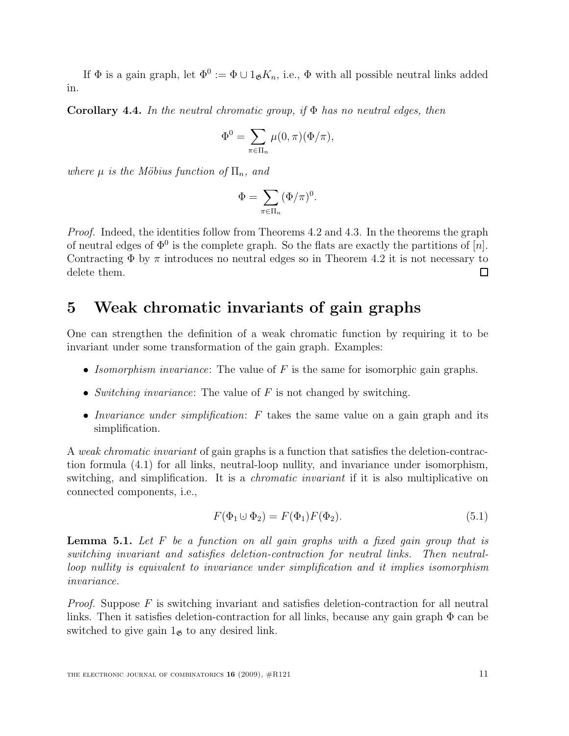If $\Phi$ is a gain graph, let $\Phi^0 := \Phi \cup 1_{\mathfrak{G}} K_n$, i.e., $\Phi$ with all possible neutral links added in.

**Corollary 4.4.** *In the neutral chromatic group, if $\Phi$ has no neutral edges, then*

$$\Phi^0 = \sum_{\pi \in \Pi_n} \mu(0, \pi)(\Phi/\pi),$$

*where $\mu$ is the Möbius function of $\Pi_n$, and*

$$\Phi = \sum_{\pi \in \Pi_n} (\Phi/\pi)^0.$$

*Proof.* Indeed, the identities follow from Theorems 4.2 and 4.3. In the theorems the graph of neutral edges of $\Phi^0$ is the complete graph. So the flats are exactly the partitions of $[n]$. Contracting $\Phi$ by $\pi$ introduces no neutral edges so in Theorem 4.2 it is not necessary to delete them. □

# 5 Weak chromatic invariants of gain graphs

One can strengthen the definition of a weak chromatic function by requiring it to be invariant under some transformation of the gain graph. Examples:

- *Isomorphism invariance*: The value of $F$ is the same for isomorphic gain graphs.
- *Switching invariance*: The value of $F$ is not changed by switching.
- *Invariance under simplification*: $F$ takes the same value on a gain graph and its simplification.

A *weak chromatic invariant* of gain graphs is a function that satisfies the deletion-contraction formula (4.1) for all links, neutral-loop nullity, and invariance under isomorphism, switching, and simplification. It is a *chromatic invariant* if it is also multiplicative on connected components, i.e.,

$$F(\Phi_1 \uplus \Phi_2) = F(\Phi_1)F(\Phi_2). \tag{5.1}$$

**Lemma 5.1.** *Let $F$ be a function on all gain graphs with a fixed gain group that is switching invariant and satisfies deletion-contraction for neutral links. Then neutral-loop nullity is equivalent to invariance under simplification and it implies isomorphism invariance.*

*Proof.* Suppose $F$ is switching invariant and satisfies deletion-contraction for all neutral links. Then it satisfies deletion-contraction for all links, because any gain graph $\Phi$ can be switched to give gain $1_{\mathfrak{G}}$ to any desired link.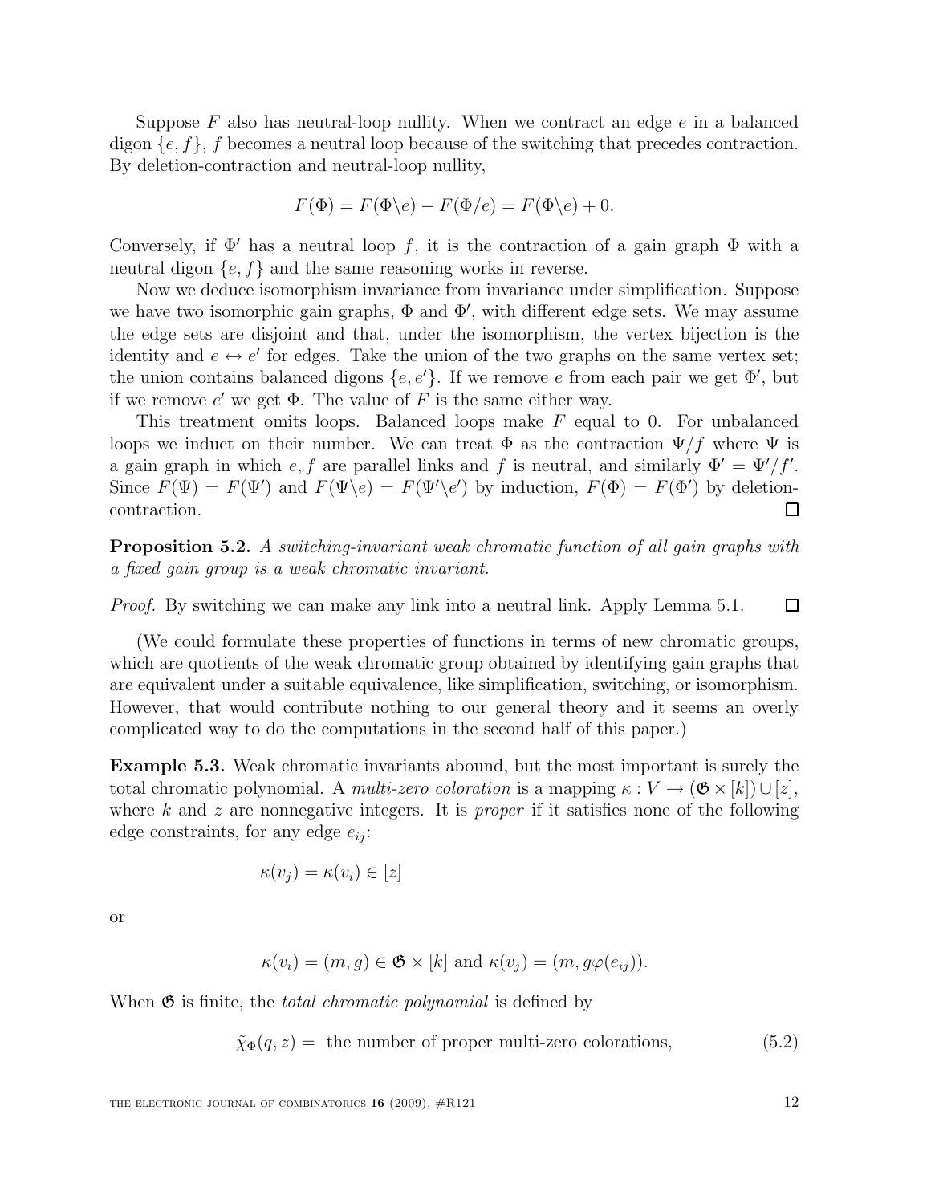Suppose $F$ also has neutral-loop nullity. When we contract an edge $e$ in a balanced digon $\{e, f\}$, $f$ becomes a neutral loop because of the switching that precedes contraction. By deletion-contraction and neutral-loop nullity,

$$F(\Phi) = F(\Phi \backslash e) - F(\Phi / e) = F(\Phi \backslash e) + 0.$$

Conversely, if $\Phi'$ has a neutral loop $f$, it is the contraction of a gain graph $\Phi$ with a neutral digon $\{e, f\}$ and the same reasoning works in reverse.

Now we deduce isomorphism invariance from invariance under simplification. Suppose we have two isomorphic gain graphs, $\Phi$ and $\Phi'$, with different edge sets. We may assume the edge sets are disjoint and that, under the isomorphism, the vertex bijection is the identity and $e \leftrightarrow e'$ for edges. Take the union of the two graphs on the same vertex set; the union contains balanced digons $\{e, e'\}$. If we remove $e$ from each pair we get $\Phi'$, but if we remove $e'$ we get $\Phi$. The value of $F$ is the same either way.

This treatment omits loops. Balanced loops make $F$ equal to 0. For unbalanced loops we induct on their number. We can treat $\Phi$ as the contraction $\Psi/f$ where $\Psi$ is a gain graph in which $e, f$ are parallel links and $f$ is neutral, and similarly $\Phi' = \Psi'/f'$. Since $F(\Psi) = F(\Psi')$ and $F(\Psi \backslash e) = F(\Psi' \backslash e')$ by induction, $F(\Phi) = F(\Phi')$ by deletion-contraction. □

**Proposition 5.2.** *A switching-invariant weak chromatic function of all gain graphs with a fixed gain group is a weak chromatic invariant.*

*Proof.* By switching we can make any link into a neutral link. Apply Lemma 5.1. □

(We could formulate these properties of functions in terms of new chromatic groups, which are quotients of the weak chromatic group obtained by identifying gain graphs that are equivalent under a suitable equivalence, like simplification, switching, or isomorphism. However, that would contribute nothing to our general theory and it seems an overly complicated way to do the computations in the second half of this paper.)

**Example 5.3.** Weak chromatic invariants abound, but the most important is surely the total chromatic polynomial. A *multi-zero coloration* is a mapping $\kappa : V \to (\mathfrak{G} \times [k]) \cup [z]$, where $k$ and $z$ are nonnegative integers. It is *proper* if it satisfies none of the following edge constraints, for any edge $e_{ij}$:

$$\kappa(v_j) = \kappa(v_i) \in [z]$$

or

$$\kappa(v_i) = (m, g) \in \mathfrak{G} \times [k] \text{ and } \kappa(v_j) = (m, g\varphi(e_{ij})).$$

When $\mathfrak{G}$ is finite, the *total chromatic polynomial* is defined by

$$\tilde{\chi}_\Phi(q, z) = \text{ the number of proper multi-zero colorations,} \tag{5.2}$$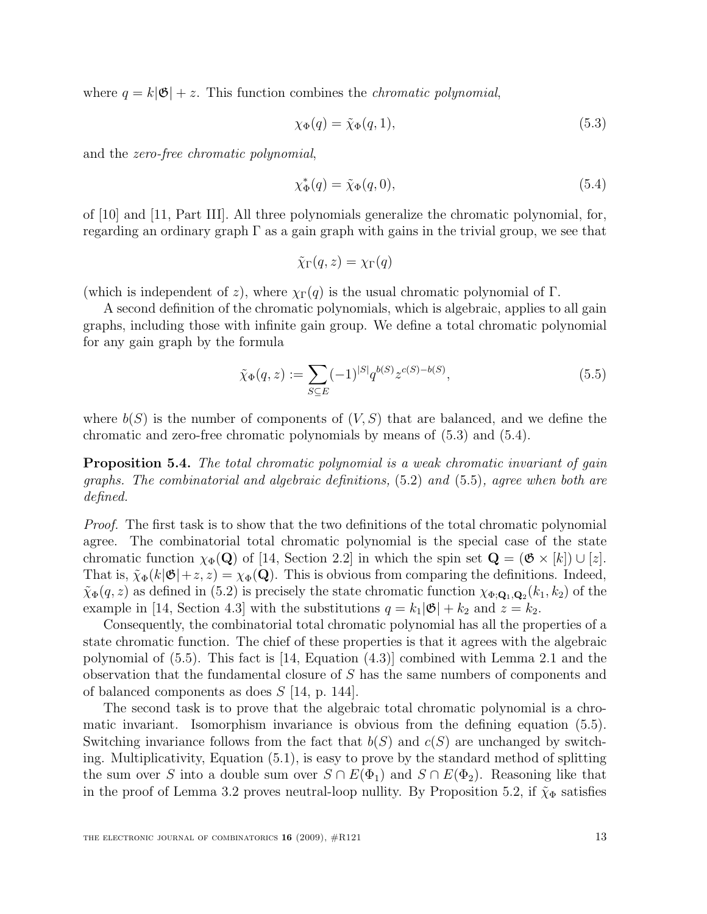where $q = k|\mathfrak{G}| + z$. This function combines the *chromatic polynomial*,

$$\chi_\Phi(q) = \tilde{\chi}_\Phi(q, 1), \tag{5.3}$$

and the *zero-free chromatic polynomial*,

$$\chi^*_\Phi(q) = \tilde{\chi}_\Phi(q, 0), \tag{5.4}$$

of [10] and [11, Part III]. All three polynomials generalize the chromatic polynomial, for, regarding an ordinary graph $\Gamma$ as a gain graph with gains in the trivial group, we see that

$$\tilde{\chi}_\Gamma(q, z) = \chi_\Gamma(q)$$

(which is independent of $z$), where $\chi_\Gamma(q)$ is the usual chromatic polynomial of $\Gamma$.

A second definition of the chromatic polynomials, which is algebraic, applies to all gain graphs, including those with infinite gain group. We define a total chromatic polynomial for any gain graph by the formula

$$\tilde{\chi}_\Phi(q, z) := \sum_{S \subseteq E} (-1)^{|S|} q^{b(S)} z^{c(S)-b(S)}, \tag{5.5}$$

where $b(S)$ is the number of components of $(V, S)$ that are balanced, and we define the chromatic and zero-free chromatic polynomials by means of (5.3) and (5.4).

**Proposition 5.4.** *The total chromatic polynomial is a weak chromatic invariant of gain graphs. The combinatorial and algebraic definitions,* (5.2) *and* (5.5)*, agree when both are defined.*

*Proof.* The first task is to show that the two definitions of the total chromatic polynomial agree. The combinatorial total chromatic polynomial is the special case of the state chromatic function $\chi_\Phi(\mathbf{Q})$ of [14, Section 2.2] in which the spin set $\mathbf{Q} = (\mathfrak{G} \times [k]) \cup [z]$. That is, $\tilde{\chi}_\Phi(k|\mathfrak{G}|+z, z) = \chi_\Phi(\mathbf{Q})$. This is obvious from comparing the definitions. Indeed, $\tilde{\chi}_\Phi(q, z)$ as defined in (5.2) is precisely the state chromatic function $\chi_{\Phi;\mathbf{Q}_1,\mathbf{Q}_2}(k_1, k_2)$ of the example in [14, Section 4.3] with the substitutions $q = k_1|\mathfrak{G}| + k_2$ and $z = k_2$.

Consequently, the combinatorial total chromatic polynomial has all the properties of a state chromatic function. The chief of these properties is that it agrees with the algebraic polynomial of (5.5). This fact is [14, Equation (4.3)] combined with Lemma 2.1 and the observation that the fundamental closure of $S$ has the same numbers of components and of balanced components as does $S$ [14, p. 144].

The second task is to prove that the algebraic total chromatic polynomial is a chromatic invariant. Isomorphism invariance is obvious from the defining equation (5.5). Switching invariance follows from the fact that $b(S)$ and $c(S)$ are unchanged by switching. Multiplicativity, Equation (5.1), is easy to prove by the standard method of splitting the sum over $S$ into a double sum over $S \cap E(\Phi_1)$ and $S \cap E(\Phi_2)$. Reasoning like that in the proof of Lemma 3.2 proves neutral-loop nullity. By Proposition 5.2, if $\tilde{\chi}_\Phi$ satisfies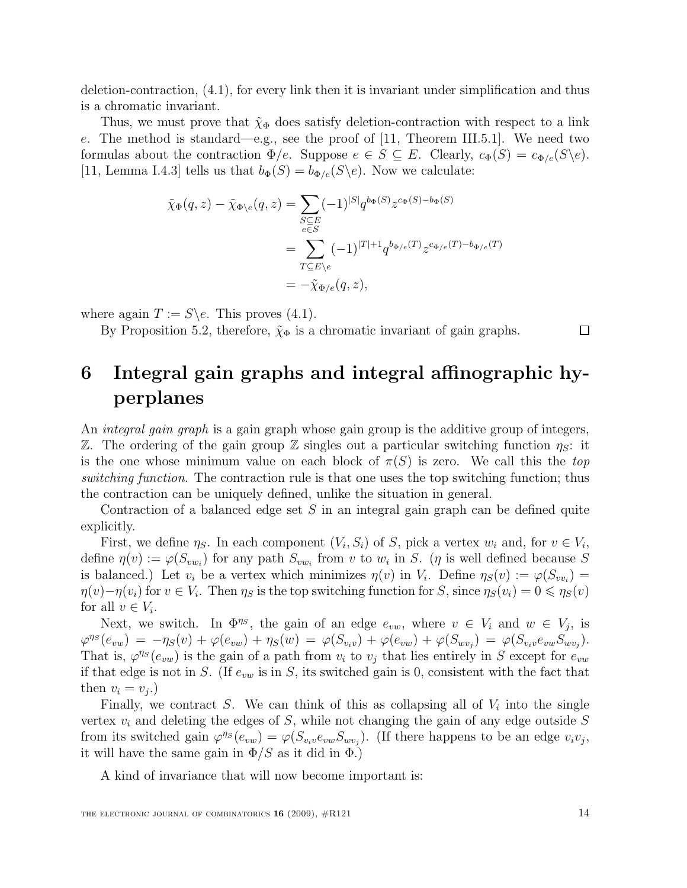deletion-contraction, (4.1), for every link then it is invariant under simplification and thus is a chromatic invariant.

Thus, we must prove that $\tilde{\chi}_\Phi$ does satisfy deletion-contraction with respect to a link $e$. The method is standard—e.g., see the proof of [11, Theorem III.5.1]. We need two formulas about the contraction $\Phi/e$. Suppose $e \in S \subseteq E$. Clearly, $c_\Phi(S) = c_{\Phi/e}(S\backslash e)$. [11, Lemma I.4.3] tells us that $b_\Phi(S) = b_{\Phi/e}(S\backslash e)$. Now we calculate:

$$\begin{aligned}
\tilde{\chi}_\Phi(q,z) - \tilde{\chi}_{\Phi\backslash e}(q,z) &= \sum_{\substack{S\subseteq E\\ e\in S}} (-1)^{|S|} q^{b_\Phi(S)} z^{c_\Phi(S)-b_\Phi(S)} \\
&= \sum_{T\subseteq E\backslash e} (-1)^{|T|+1} q^{b_{\Phi/e}(T)} z^{c_{\Phi/e}(T)-b_{\Phi/e}(T)} \\
&= -\tilde{\chi}_{\Phi/e}(q,z),
\end{aligned}$$

where again $T := S\backslash e$. This proves (4.1).

By Proposition 5.2, therefore, $\tilde{\chi}_\Phi$ is a chromatic invariant of gain graphs. □

# 6 Integral gain graphs and integral affinographic hyperplanes

An *integral gain graph* is a gain graph whose gain group is the additive group of integers, $\mathbb{Z}$. The ordering of the gain group $\mathbb{Z}$ singles out a particular switching function $\eta_S$: it is the one whose minimum value on each block of $\pi(S)$ is zero. We call this the *top switching function*. The contraction rule is that one uses the top switching function; thus the contraction can be uniquely defined, unlike the situation in general.

Contraction of a balanced edge set $S$ in an integral gain graph can be defined quite explicitly.

First, we define $\eta_S$. In each component $(V_i, S_i)$ of $S$, pick a vertex $w_i$ and, for $v \in V_i$, define $\eta(v) := \varphi(S_{vw_i})$ for any path $S_{vw_i}$ from $v$ to $w_i$ in $S$. ($\eta$ is well defined because $S$ is balanced.) Let $v_i$ be a vertex which minimizes $\eta(v)$ in $V_i$. Define $\eta_S(v) := \varphi(S_{vv_i}) = \eta(v) - \eta(v_i)$ for $v \in V_i$. Then $\eta_S$ is the top switching function for $S$, since $\eta_S(v_i) = 0 \leqslant \eta_S(v)$ for all $v \in V_i$.

Next, we switch. In $\Phi^{\eta_S}$, the gain of an edge $e_{vw}$, where $v \in V_i$ and $w \in V_j$, is $\varphi^{\eta_S}(e_{vw}) = -\eta_S(v) + \varphi(e_{vw}) + \eta_S(w) = \varphi(S_{v_iv}) + \varphi(e_{vw}) + \varphi(S_{wv_j}) = \varphi(S_{v_iv}e_{vw}S_{wv_j})$. That is, $\varphi^{\eta_S}(e_{vw})$ is the gain of a path from $v_i$ to $v_j$ that lies entirely in $S$ except for $e_{vw}$ if that edge is not in $S$. (If $e_{vw}$ is in $S$, its switched gain is 0, consistent with the fact that then $v_i = v_j$.)

Finally, we contract $S$. We can think of this as collapsing all of $V_i$ into the single vertex $v_i$ and deleting the edges of $S$, while not changing the gain of any edge outside $S$ from its switched gain $\varphi^{\eta_S}(e_{vw}) = \varphi(S_{v_iv}e_{vw}S_{wv_j})$. (If there happens to be an edge $v_iv_j$, it will have the same gain in $\Phi/S$ as it did in $\Phi$.)

A kind of invariance that will now become important is: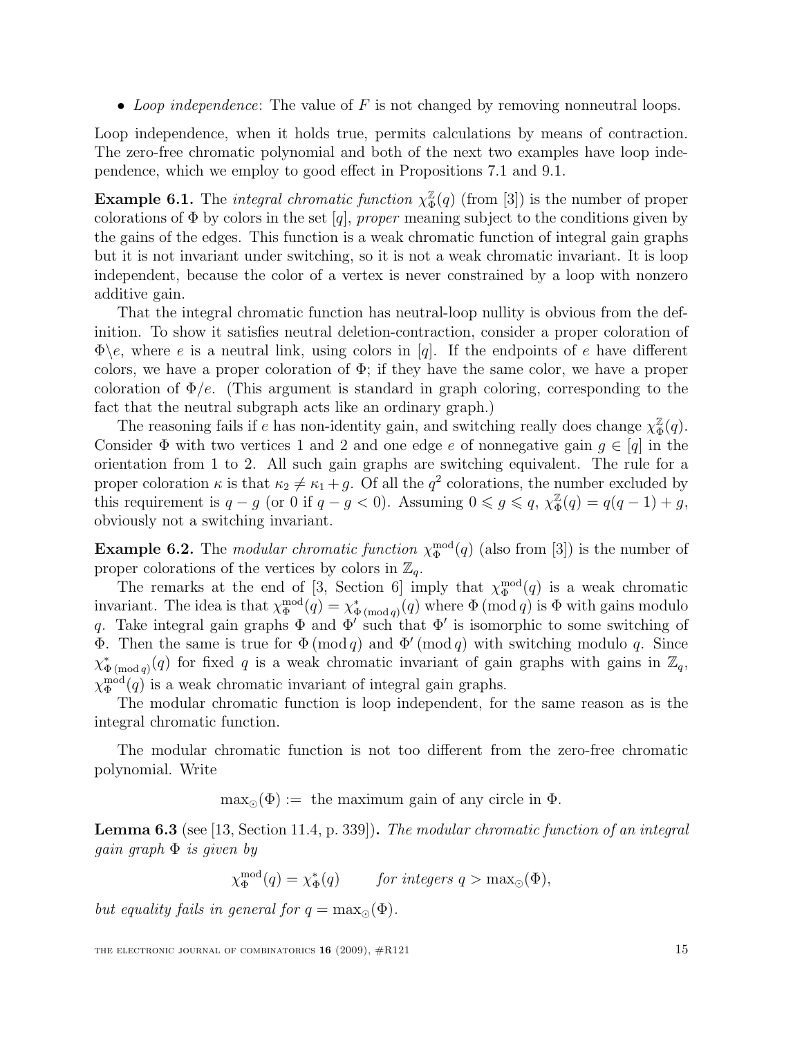- *Loop independence*: The value of $F$ is not changed by removing nonneutral loops.

Loop independence, when it holds true, permits calculations by means of contraction. The zero-free chromatic polynomial and both of the next two examples have loop independence, which we employ to good effect in Propositions 7.1 and 9.1.

**Example 6.1.** The *integral chromatic function* $\chi_\Phi^{\mathbb{Z}}(q)$ (from [3]) is the number of proper colorations of $\Phi$ by colors in the set $[q]$, *proper* meaning subject to the conditions given by the gains of the edges. This function is a weak chromatic function of integral gain graphs but it is not invariant under switching, so it is not a weak chromatic invariant. It is loop independent, because the color of a vertex is never constrained by a loop with nonzero additive gain.

That the integral chromatic function has neutral-loop nullity is obvious from the definition. To show it satisfies neutral deletion-contraction, consider a proper coloration of $\Phi \backslash e$, where $e$ is a neutral link, using colors in $[q]$. If the endpoints of $e$ have different colors, we have a proper coloration of $\Phi$; if they have the same color, we have a proper coloration of $\Phi/e$. (This argument is standard in graph coloring, corresponding to the fact that the neutral subgraph acts like an ordinary graph.)

The reasoning fails if $e$ has non-identity gain, and switching really does change $\chi_\Phi^{\mathbb{Z}}(q)$. Consider $\Phi$ with two vertices 1 and 2 and one edge $e$ of nonnegative gain $g \in [q]$ in the orientation from 1 to 2. All such gain graphs are switching equivalent. The rule for a proper coloration $\kappa$ is that $\kappa_2 \neq \kappa_1 + g$. Of all the $q^2$ colorations, the number excluded by this requirement is $q - g$ (or 0 if $q - g < 0$). Assuming $0 \leqslant g \leqslant q$, $\chi_\Phi^{\mathbb{Z}}(q) = q(q-1) + g$, obviously not a switching invariant.

**Example 6.2.** The *modular chromatic function* $\chi_\Phi^{\text{mod}}(q)$ (also from [3]) is the number of proper colorations of the vertices by colors in $\mathbb{Z}_q$.

The remarks at the end of [3, Section 6] imply that $\chi_\Phi^{\text{mod}}(q)$ is a weak chromatic invariant. The idea is that $\chi_\Phi^{\text{mod}}(q) = \chi^*_{\Phi\,(\text{mod}\,q)}(q)$ where $\Phi\,(\text{mod}\,q)$ is $\Phi$ with gains modulo $q$. Take integral gain graphs $\Phi$ and $\Phi'$ such that $\Phi'$ is isomorphic to some switching of $\Phi$. Then the same is true for $\Phi\,(\text{mod}\,q)$ and $\Phi'\,(\text{mod}\,q)$ with switching modulo $q$. Since $\chi^*_{\Phi\,(\text{mod}\,q)}(q)$ for fixed $q$ is a weak chromatic invariant of gain graphs with gains in $\mathbb{Z}_q$, $\chi_\Phi^{\text{mod}}(q)$ is a weak chromatic invariant of integral gain graphs.

The modular chromatic function is loop independent, for the same reason as is the integral chromatic function.

The modular chromatic function is not too different from the zero-free chromatic polynomial. Write

$$\max\nolimits_{\odot}(\Phi) := \text{ the maximum gain of any circle in } \Phi.$$

**Lemma 6.3** (see [13, Section 11.4, p. 339])**.** *The modular chromatic function of an integral gain graph $\Phi$ is given by*

$$\chi_\Phi^{\text{mod}}(q) = \chi_\Phi^*(q) \qquad \text{for integers } q > \max\nolimits_{\odot}(\Phi),$$

*but equality fails in general for $q = \max_{\odot}(\Phi)$.*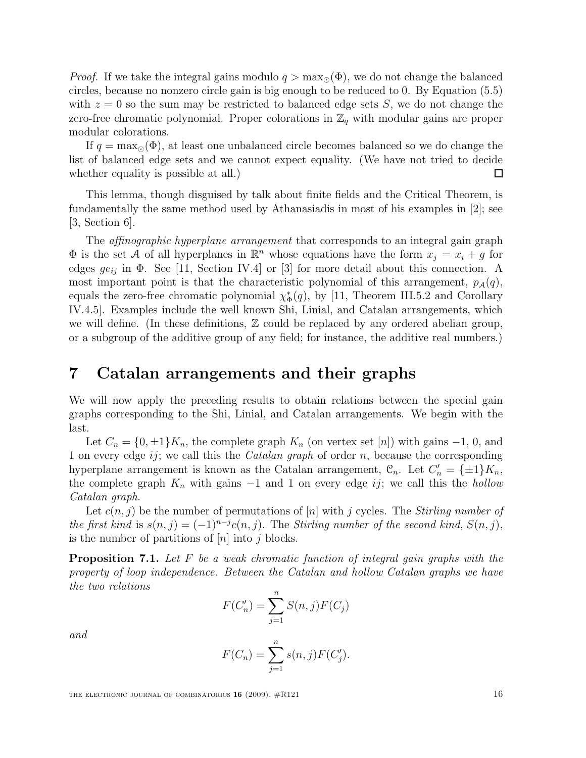*Proof.* If we take the integral gains modulo $q > \max_{\odot}(\Phi)$, we do not change the balanced circles, because no nonzero circle gain is big enough to be reduced to 0. By Equation (5.5) with $z = 0$ so the sum may be restricted to balanced edge sets $S$, we do not change the zero-free chromatic polynomial. Proper colorations in $\mathbb{Z}_q$ with modular gains are proper modular colorations.

If $q = \max_{\odot}(\Phi)$, at least one unbalanced circle becomes balanced so we do change the list of balanced edge sets and we cannot expect equality. (We have not tried to decide whether equality is possible at all.) □

This lemma, though disguised by talk about finite fields and the Critical Theorem, is fundamentally the same method used by Athanasiadis in most of his examples in [2]; see [3, Section 6].

The *affinographic hyperplane arrangement* that corresponds to an integral gain graph $\Phi$ is the set $\mathcal{A}$ of all hyperplanes in $\mathbb{R}^n$ whose equations have the form $x_j = x_i + g$ for edges $ge_{ij}$ in $\Phi$. See [11, Section IV.4] or [3] for more detail about this connection. A most important point is that the characteristic polynomial of this arrangement, $p_{\mathcal{A}}(q)$, equals the zero-free chromatic polynomial $\chi^*_{\Phi}(q)$, by [11, Theorem III.5.2 and Corollary IV.4.5]. Examples include the well known Shi, Linial, and Catalan arrangements, which we will define. (In these definitions, $\mathbb{Z}$ could be replaced by any ordered abelian group, or a subgroup of the additive group of any field; for instance, the additive real numbers.)

# 7 Catalan arrangements and their graphs

We will now apply the preceding results to obtain relations between the special gain graphs corresponding to the Shi, Linial, and Catalan arrangements. We begin with the last.

Let $C_n = \{0, \pm 1\}K_n$, the complete graph $K_n$ (on vertex set $[n]$) with gains $-1$, 0, and 1 on every edge $ij$; we call this the *Catalan graph* of order $n$, because the corresponding hyperplane arrangement is known as the Catalan arrangement, $\mathcal{C}_n$. Let $C'_n = \{\pm 1\}K_n$, the complete graph $K_n$ with gains $-1$ and 1 on every edge $ij$; we call this the *hollow Catalan graph*.

Let $c(n, j)$ be the number of permutations of $[n]$ with $j$ cycles. The *Stirling number of the first kind* is $s(n, j) = (-1)^{n-j}c(n, j)$. The *Stirling number of the second kind*, $S(n, j)$, is the number of partitions of $[n]$ into $j$ blocks.

**Proposition 7.1.** *Let $F$ be a weak chromatic function of integral gain graphs with the property of loop independence. Between the Catalan and hollow Catalan graphs we have the two relations*

$$F(C'_n) = \sum_{j=1}^{n} S(n, j)F(C_j)$$

*and*

$$F(C_n) = \sum_{j=1}^{n} s(n, j)F(C'_j).$$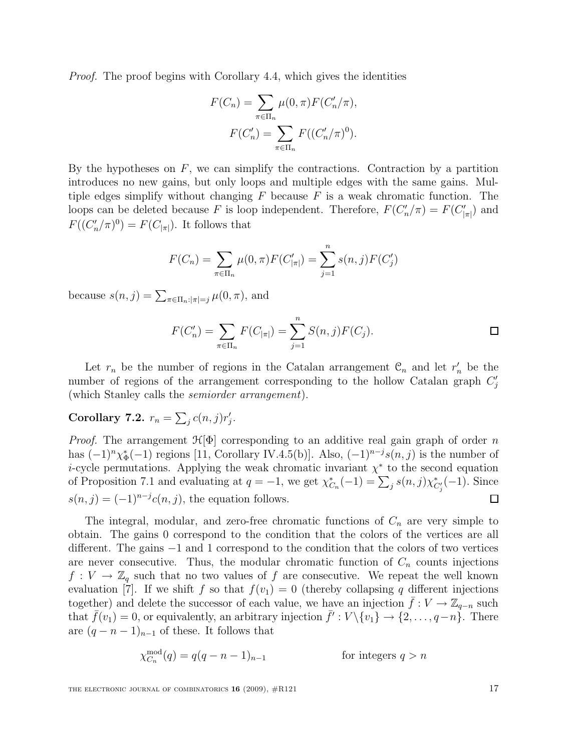*Proof.* The proof begins with Corollary 4.4, which gives the identities

$$F(C_n) = \sum_{\pi \in \Pi_n} \mu(0,\pi) F(C'_n/\pi),$$

$$F(C'_n) = \sum_{\pi \in \Pi_n} F((C'_n/\pi)^0).$$

By the hypotheses on $F$, we can simplify the contractions. Contraction by a partition introduces no new gains, but only loops and multiple edges with the same gains. Multiple edges simplify without changing $F$ because $F$ is a weak chromatic function. The loops can be deleted because $F$ is loop independent. Therefore, $F(C'_n/\pi) = F(C'_{|\pi|})$ and $F((C'_n/\pi)^0) = F(C_{|\pi|})$. It follows that

$$F(C_n) = \sum_{\pi \in \Pi_n} \mu(0,\pi) F(C'_{|\pi|}) = \sum_{j=1}^{n} s(n,j) F(C'_j)$$

because $s(n,j) = \sum_{\pi \in \Pi_n : |\pi|=j} \mu(0,\pi)$, and

$$F(C'_n) = \sum_{\pi \in \Pi_n} F(C_{|\pi|}) = \sum_{j=1}^{n} S(n,j) F(C_j).$$

□

Let $r_n$ be the number of regions in the Catalan arrangement $\mathcal{C}_n$ and let $r'_n$ be the number of regions of the arrangement corresponding to the hollow Catalan graph $C'_j$ (which Stanley calls the *semiorder arrangement*).

**Corollary 7.2.** $r_n = \sum_j c(n,j) r'_j$.

*Proof.* The arrangement $\mathcal{H}[\Phi]$ corresponding to an additive real gain graph of order $n$ has $(-1)^n \chi^*_\Phi(-1)$ regions [11, Corollary IV.4.5(b)]. Also, $(-1)^{n-j} s(n,j)$ is the number of $i$-cycle permutations. Applying the weak chromatic invariant $\chi^*$ to the second equation of Proposition 7.1 and evaluating at $q=-1$, we get $\chi^*_{C_n}(-1) = \sum_j s(n,j) \chi^*_{C'_j}(-1)$. Since $s(n,j) = (-1)^{n-j} c(n,j)$, the equation follows. □

The integral, modular, and zero-free chromatic functions of $C_n$ are very simple to obtain. The gains 0 correspond to the condition that the colors of the vertices are all different. The gains $-1$ and 1 correspond to the condition that the colors of two vertices are never consecutive. Thus, the modular chromatic function of $C_n$ counts injections $f : V \to \mathbb{Z}_q$ such that no two values of $f$ are consecutive. We repeat the well known evaluation [7]. If we shift $f$ so that $f(v_1) = 0$ (thereby collapsing $q$ different injections together) and delete the successor of each value, we have an injection $\bar{f} : V \to \mathbb{Z}_{q-n}$ such that $\bar{f}(v_1) = 0$, or equivalently, an arbitrary injection $\bar{f}' : V \backslash \{v_1\} \to \{2, \ldots, q-n\}$. There are $(q-n-1)_{n-1}$ of these. It follows that

$$\chi^{\mathrm{mod}}_{C_n}(q) = q(q-n-1)_{n-1} \qquad \text{for integers } q > n$$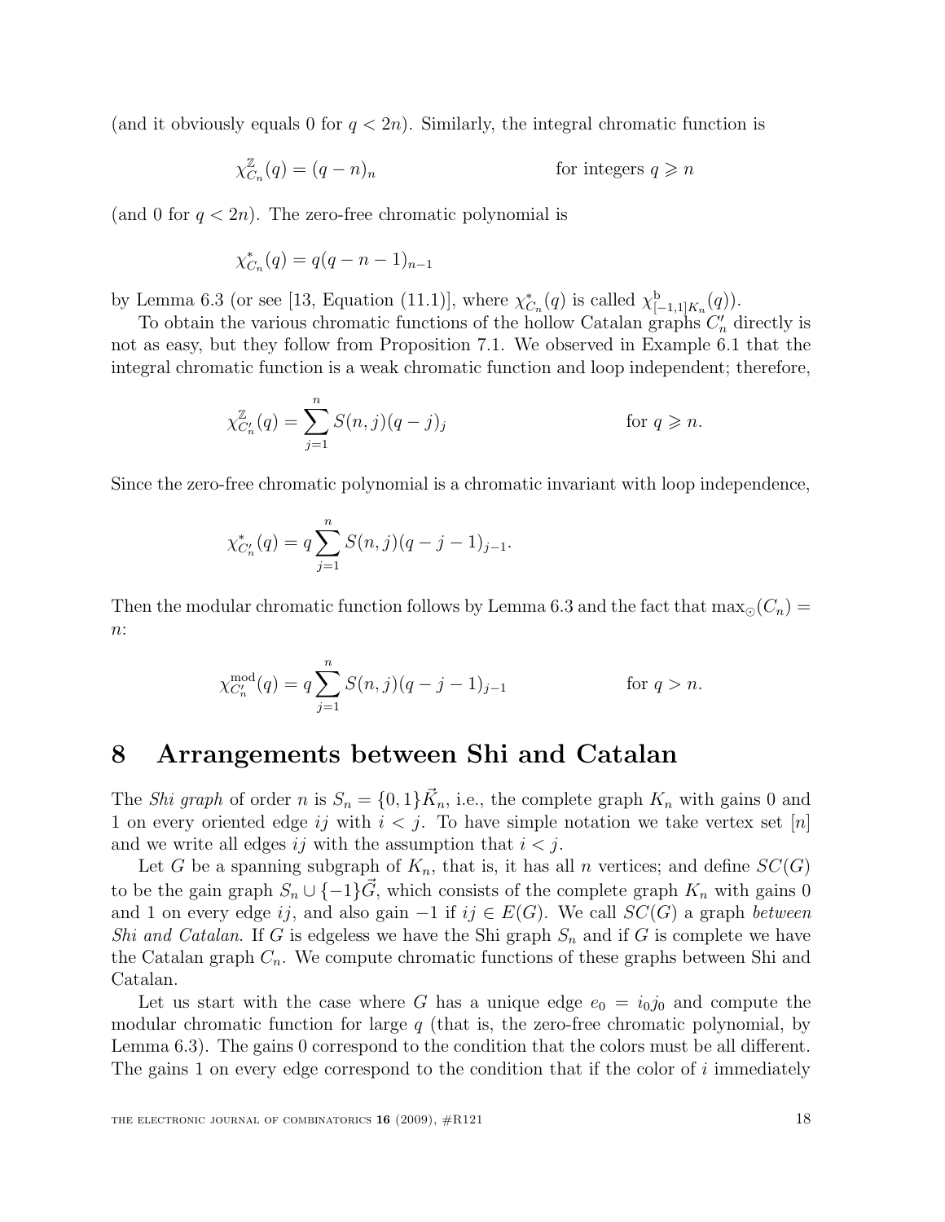(and it obviously equals 0 for $q < 2n$). Similarly, the integral chromatic function is

$$\chi^{\mathbb{Z}}_{C_n}(q) = (q-n)_n \qquad\qquad \text{for integers } q \geqslant n$$

(and 0 for $q < 2n$). The zero-free chromatic polynomial is

$$\chi^*_{C_n}(q) = q(q-n-1)_{n-1}$$

by Lemma 6.3 (or see [13, Equation (11.1)], where $\chi^*_{C_n}(q)$ is called $\chi^{\mathrm{b}}_{[-1,1]K_n}(q)$).

To obtain the various chromatic functions of the hollow Catalan graphs $C'_n$ directly is not as easy, but they follow from Proposition 7.1. We observed in Example 6.1 that the integral chromatic function is a weak chromatic function and loop independent; therefore,

$$\chi^{\mathbb{Z}}_{C'_n}(q) = \sum_{j=1}^{n} S(n,j)(q-j)_j \qquad\qquad \text{for } q \geqslant n.$$

Since the zero-free chromatic polynomial is a chromatic invariant with loop independence,

$$\chi^*_{C'_n}(q) = q\sum_{j=1}^{n} S(n,j)(q-j-1)_{j-1}.$$

Then the modular chromatic function follows by Lemma 6.3 and the fact that $\max_{\odot}(C_n) = n$:

$$\chi^{\mathrm{mod}}_{C'_n}(q) = q\sum_{j=1}^{n} S(n,j)(q-j-1)_{j-1} \qquad\qquad \text{for } q > n.$$

# 8 Arrangements between Shi and Catalan

The *Shi graph* of order $n$ is $S_n = \{0,1\}\vec{K}_n$, i.e., the complete graph $K_n$ with gains 0 and 1 on every oriented edge $ij$ with $i < j$. To have simple notation we take vertex set $[n]$ and we write all edges $ij$ with the assumption that $i < j$.

Let $G$ be a spanning subgraph of $K_n$, that is, it has all $n$ vertices; and define $SC(G)$ to be the gain graph $S_n \cup \{-1\}\vec{G}$, which consists of the complete graph $K_n$ with gains 0 and 1 on every edge $ij$, and also gain $-1$ if $ij \in E(G)$. We call $SC(G)$ a graph *between Shi and Catalan*. If $G$ is edgeless we have the Shi graph $S_n$ and if $G$ is complete we have the Catalan graph $C_n$. We compute chromatic functions of these graphs between Shi and Catalan.

Let us start with the case where $G$ has a unique edge $e_0 = i_0j_0$ and compute the modular chromatic function for large $q$ (that is, the zero-free chromatic polynomial, by Lemma 6.3). The gains 0 correspond to the condition that the colors must be all different. The gains 1 on every edge correspond to the condition that if the color of $i$ immediately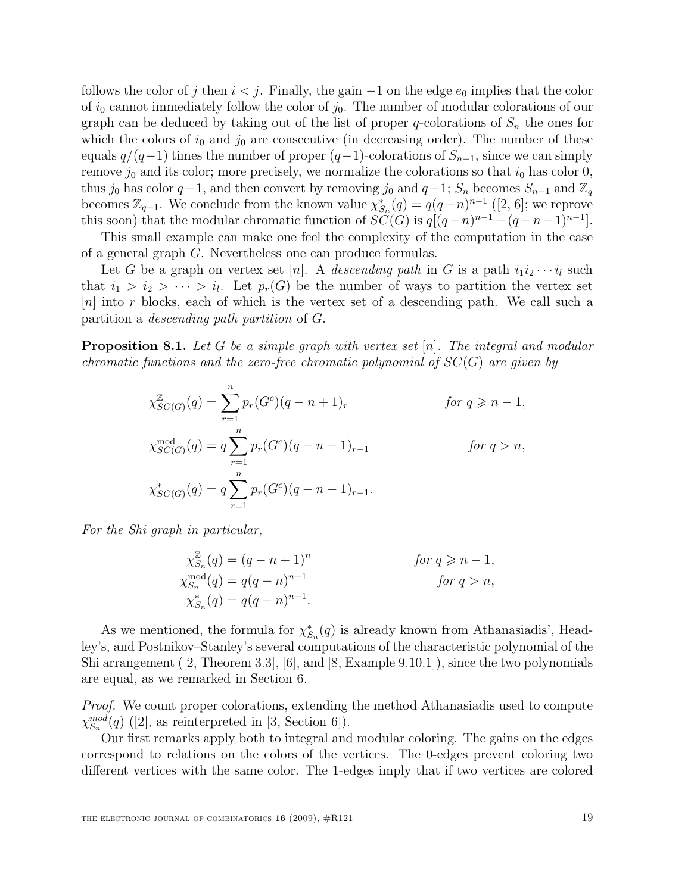follows the color of $j$ then $i < j$. Finally, the gain $-1$ on the edge $e_0$ implies that the color of $i_0$ cannot immediately follow the color of $j_0$. The number of modular colorations of our graph can be deduced by taking out of the list of proper $q$-colorations of $S_n$ the ones for which the colors of $i_0$ and $j_0$ are consecutive (in decreasing order). The number of these equals $q/(q-1)$ times the number of proper $(q-1)$-colorations of $S_{n-1}$, since we can simply remove $j_0$ and its color; more precisely, we normalize the colorations so that $i_0$ has color 0, thus $j_0$ has color $q-1$, and then convert by removing $j_0$ and $q-1$; $S_n$ becomes $S_{n-1}$ and $\mathbb{Z}_q$ becomes $\mathbb{Z}_{q-1}$. We conclude from the known value $\chi^*_{S_n}(q) = q(q-n)^{n-1}$ ([2, 6]; we reprove this soon) that the modular chromatic function of $SC(G)$ is $q[(q-n)^{n-1} - (q-n-1)^{n-1}]$.

This small example can make one feel the complexity of the computation in the case of a general graph $G$. Nevertheless one can produce formulas.

Let $G$ be a graph on vertex set $[n]$. A *descending path* in $G$ is a path $i_1 i_2 \cdots i_l$ such that $i_1 > i_2 > \cdots > i_l$. Let $p_r(G)$ be the number of ways to partition the vertex set $[n]$ into $r$ blocks, each of which is the vertex set of a descending path. We call such a partition a *descending path partition* of $G$.

**Proposition 8.1.** *Let $G$ be a simple graph with vertex set $[n]$. The integral and modular chromatic functions and the zero-free chromatic polynomial of $SC(G)$ are given by*

$$\chi^{\mathbb{Z}}_{SC(G)}(q) = \sum_{r=1}^{n} p_r(G^c)(q-n+1)_r \qquad \text{for } q \geqslant n-1,$$

$$\chi^{\text{mod}}_{SC(G)}(q) = q\sum_{r=1}^{n} p_r(G^c)(q-n-1)_{r-1} \qquad \text{for } q > n,$$

$$\chi^{*}_{SC(G)}(q) = q\sum_{r=1}^{n} p_r(G^c)(q-n-1)_{r-1}.$$

*For the Shi graph in particular,*

$$\begin{aligned}
\chi^{\mathbb{Z}}_{S_n}(q) &= (q-n+1)^n && \text{for } q \geqslant n-1,\\
\chi^{\text{mod}}_{S_n}(q) &= q(q-n)^{n-1} && \text{for } q > n,\\
\chi^{*}_{S_n}(q) &= q(q-n)^{n-1}.
\end{aligned}$$

As we mentioned, the formula for $\chi^*_{S_n}(q)$ is already known from Athanasiadis', Headley's, and Postnikov–Stanley's several computations of the characteristic polynomial of the Shi arrangement ([2, Theorem 3.3], [6], and [8, Example 9.10.1]), since the two polynomials are equal, as we remarked in Section 6.

*Proof.* We count proper colorations, extending the method Athanasiadis used to compute $\chi^{mod}_{S_n}(q)$ ([2], as reinterpreted in [3, Section 6]).

Our first remarks apply both to integral and modular coloring. The gains on the edges correspond to relations on the colors of the vertices. The 0-edges prevent coloring two different vertices with the same color. The 1-edges imply that if two vertices are colored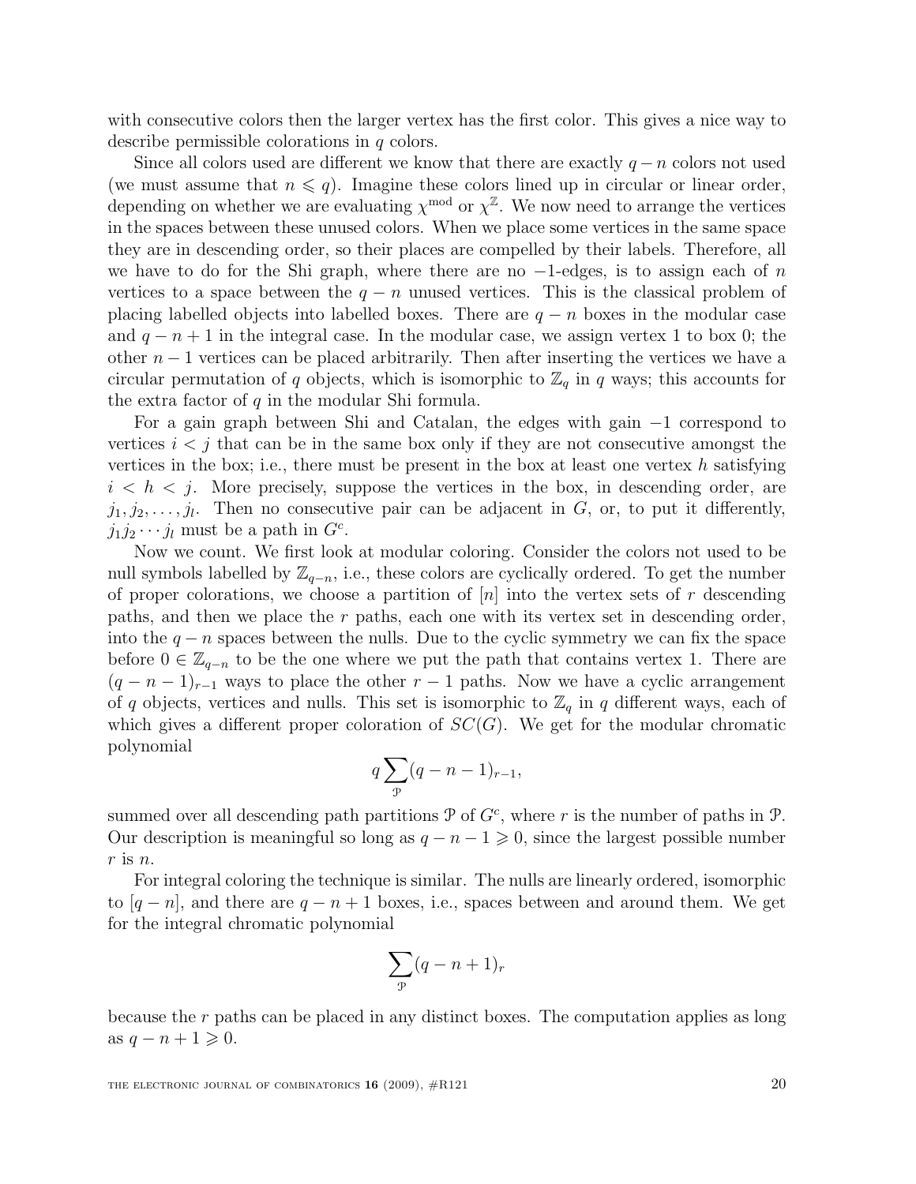with consecutive colors then the larger vertex has the first color. This gives a nice way to describe permissible colorations in $q$ colors.

Since all colors used are different we know that there are exactly $q-n$ colors not used (we must assume that $n \leqslant q$). Imagine these colors lined up in circular or linear order, depending on whether we are evaluating $\chi^{\text{mod}}$ or $\chi^{\mathbb{Z}}$. We now need to arrange the vertices in the spaces between these unused colors. When we place some vertices in the same space they are in descending order, so their places are compelled by their labels. Therefore, all we have to do for the Shi graph, where there are no $-1$-edges, is to assign each of $n$ vertices to a space between the $q-n$ unused vertices. This is the classical problem of placing labelled objects into labelled boxes. There are $q-n$ boxes in the modular case and $q-n+1$ in the integral case. In the modular case, we assign vertex 1 to box 0; the other $n-1$ vertices can be placed arbitrarily. Then after inserting the vertices we have a circular permutation of $q$ objects, which is isomorphic to $\mathbb{Z}_q$ in $q$ ways; this accounts for the extra factor of $q$ in the modular Shi formula.

For a gain graph between Shi and Catalan, the edges with gain $-1$ correspond to vertices $i<j$ that can be in the same box only if they are not consecutive amongst the vertices in the box; i.e., there must be present in the box at least one vertex $h$ satisfying $i<h<j$. More precisely, suppose the vertices in the box, in descending order, are $j_1, j_2, \ldots, j_l$. Then no consecutive pair can be adjacent in $G$, or, to put it differently, $j_1 j_2 \cdots j_l$ must be a path in $G^c$.

Now we count. We first look at modular coloring. Consider the colors not used to be null symbols labelled by $\mathbb{Z}_{q-n}$, i.e., these colors are cyclically ordered. To get the number of proper colorations, we choose a partition of $[n]$ into the vertex sets of $r$ descending paths, and then we place the $r$ paths, each one with its vertex set in descending order, into the $q-n$ spaces between the nulls. Due to the cyclic symmetry we can fix the space before $0 \in \mathbb{Z}_{q-n}$ to be the one where we put the path that contains vertex 1. There are $(q-n-1)_{r-1}$ ways to place the other $r-1$ paths. Now we have a cyclic arrangement of $q$ objects, vertices and nulls. This set is isomorphic to $\mathbb{Z}_q$ in $q$ different ways, each of which gives a different proper coloration of $SC(G)$. We get for the modular chromatic polynomial

$$q \sum_{\mathcal{P}} (q-n-1)_{r-1},$$

summed over all descending path partitions $\mathcal{P}$ of $G^c$, where $r$ is the number of paths in $\mathcal{P}$. Our description is meaningful so long as $q-n-1 \geqslant 0$, since the largest possible number $r$ is $n$.

For integral coloring the technique is similar. The nulls are linearly ordered, isomorphic to $[q-n]$, and there are $q-n+1$ boxes, i.e., spaces between and around them. We get for the integral chromatic polynomial

$$\sum_{\mathcal{P}} (q-n+1)_r$$

because the $r$ paths can be placed in any distinct boxes. The computation applies as long as $q-n+1 \geqslant 0$.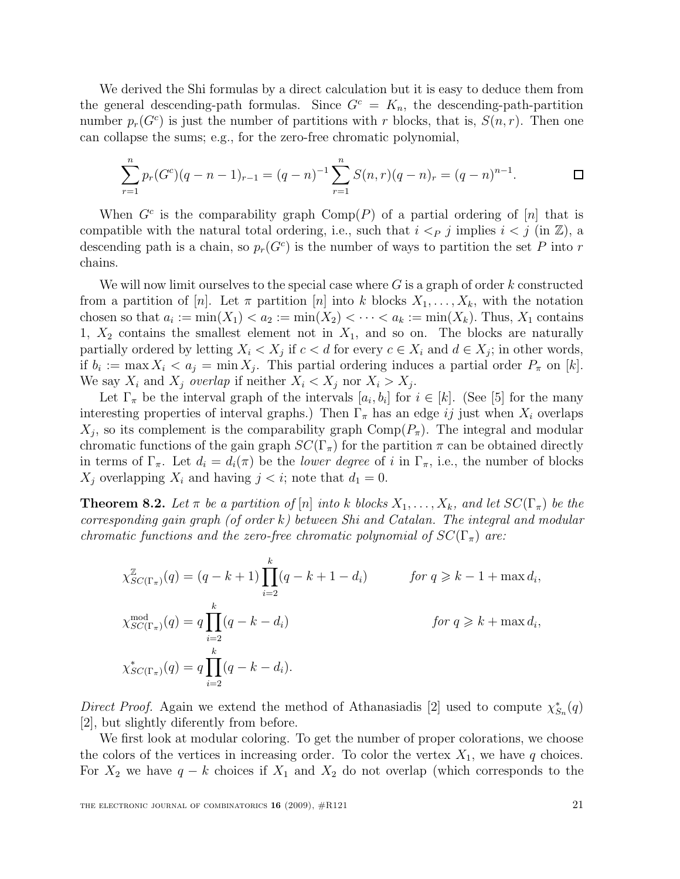We derived the Shi formulas by a direct calculation but it is easy to deduce them from the general descending-path formulas. Since $G^c = K_n$, the descending-path-partition number $p_r(G^c)$ is just the number of partitions with $r$ blocks, that is, $S(n, r)$. Then one can collapse the sums; e.g., for the zero-free chromatic polynomial,

$$\sum_{r=1}^{n} p_r(G^c)(q-n-1)_{r-1} = (q-n)^{-1} \sum_{r=1}^{n} S(n,r)(q-n)_r = (q-n)^{n-1}. \qquad \square$$

When $G^c$ is the comparability graph $\mathrm{Comp}(P)$ of a partial ordering of $[n]$ that is compatible with the natural total ordering, i.e., such that $i <_P j$ implies $i < j$ (in $\mathbb{Z}$), a descending path is a chain, so $p_r(G^c)$ is the number of ways to partition the set $P$ into $r$ chains.

We will now limit ourselves to the special case where $G$ is a graph of order $k$ constructed from a partition of $[n]$. Let $\pi$ partition $[n]$ into $k$ blocks $X_1, \ldots, X_k$, with the notation chosen so that $a_i := \min(X_1) < a_2 := \min(X_2) < \cdots < a_k := \min(X_k)$. Thus, $X_1$ contains 1, $X_2$ contains the smallest element not in $X_1$, and so on. The blocks are naturally partially ordered by letting $X_i < X_j$ if $c < d$ for every $c \in X_i$ and $d \in X_j$; in other words, if $b_i := \max X_i < a_j = \min X_j$. This partial ordering induces a partial order $P_\pi$ on $[k]$. We say $X_i$ and $X_j$ *overlap* if neither $X_i < X_j$ nor $X_i > X_j$.

Let $\Gamma_\pi$ be the interval graph of the intervals $[a_i, b_i]$ for $i \in [k]$. (See [5] for the many interesting properties of interval graphs.) Then $\Gamma_\pi$ has an edge $ij$ just when $X_i$ overlaps $X_j$, so its complement is the comparability graph $\mathrm{Comp}(P_\pi)$. The integral and modular chromatic functions of the gain graph $SC(\Gamma_\pi)$ for the partition $\pi$ can be obtained directly in terms of $\Gamma_\pi$. Let $d_i = d_i(\pi)$ be the *lower degree* of $i$ in $\Gamma_\pi$, i.e., the number of blocks $X_j$ overlapping $X_i$ and having $j < i$; note that $d_1 = 0$.

**Theorem 8.2.** *Let $\pi$ be a partition of $[n]$ into $k$ blocks $X_1, \ldots, X_k$, and let $SC(\Gamma_\pi)$ be the corresponding gain graph (of order $k$) between Shi and Catalan. The integral and modular chromatic functions and the zero-free chromatic polynomial of $SC(\Gamma_\pi)$ are:*

$$\chi^{\mathbb{Z}}_{SC(\Gamma_\pi)}(q) = (q-k+1) \prod_{i=2}^{k} (q-k+1-d_i) \qquad \text{for } q \geqslant k-1+\max d_i,$$

$$\chi^{\mathrm{mod}}_{SC(\Gamma_\pi)}(q) = q \prod_{i=2}^{k} (q-k-d_i) \qquad \text{for } q \geqslant k+\max d_i,$$

$$\chi^{*}_{SC(\Gamma_\pi)}(q) = q \prod_{i=2}^{k} (q-k-d_i).$$

*Direct Proof.* Again we extend the method of Athanasiadis [2] used to compute $\chi^*_{S_n}(q)$ [2], but slightly diferently from before.

We first look at modular coloring. To get the number of proper colorations, we choose the colors of the vertices in increasing order. To color the vertex $X_1$, we have $q$ choices. For $X_2$ we have $q - k$ choices if $X_1$ and $X_2$ do not overlap (which corresponds to the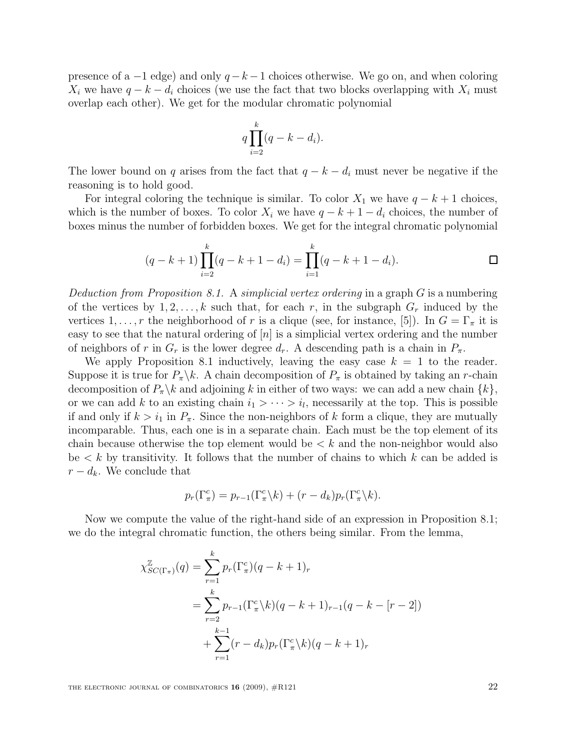presence of a $-1$ edge) and only $q-k-1$ choices otherwise. We go on, and when coloring $X_i$ we have $q-k-d_i$ choices (we use the fact that two blocks overlapping with $X_i$ must overlap each other). We get for the modular chromatic polynomial

$$q\prod_{i=2}^{k}(q-k-d_i).$$

The lower bound on $q$ arises from the fact that $q-k-d_i$ must never be negative if the reasoning is to hold good.

For integral coloring the technique is similar. To color $X_1$ we have $q-k+1$ choices, which is the number of boxes. To color $X_i$ we have $q-k+1-d_i$ choices, the number of boxes minus the number of forbidden boxes. We get for the integral chromatic polynomial

$$(q-k+1)\prod_{i=2}^{k}(q-k+1-d_i) = \prod_{i=1}^{k}(q-k+1-d_i). \qquad \square$$

*Deduction from Proposition 8.1.* A *simplicial vertex ordering* in a graph $G$ is a numbering of the vertices by $1, 2, \ldots, k$ such that, for each $r$, in the subgraph $G_r$ induced by the vertices $1, \ldots, r$ the neighborhood of $r$ is a clique (see, for instance, [5]). In $G = \Gamma_\pi$ it is easy to see that the natural ordering of $[n]$ is a simplicial vertex ordering and the number of neighbors of $r$ in $G_r$ is the lower degree $d_r$. A descending path is a chain in $P_\pi$.

We apply Proposition 8.1 inductively, leaving the easy case $k = 1$ to the reader. Suppose it is true for $P_\pi \backslash k$. A chain decomposition of $P_\pi$ is obtained by taking an $r$-chain decomposition of $P_\pi \backslash k$ and adjoining $k$ in either of two ways: we can add a new chain $\{k\}$, or we can add $k$ to an existing chain $i_1 > \cdots > i_l$, necessarily at the top. This is possible if and only if $k > i_1$ in $P_\pi$. Since the non-neighbors of $k$ form a clique, they are mutually incomparable. Thus, each one is in a separate chain. Each must be the top element of its chain because otherwise the top element would be $< k$ and the non-neighbor would also be $< k$ by transitivity. It follows that the number of chains to which $k$ can be added is $r - d_k$. We conclude that

$$p_r(\Gamma_\pi^c) = p_{r-1}(\Gamma_\pi^c \backslash k) + (r-d_k)p_r(\Gamma_\pi^c \backslash k).$$

Now we compute the value of the right-hand side of an expression in Proposition 8.1; we do the integral chromatic function, the others being similar. From the lemma,

$$\begin{aligned}
\chi^{\mathbb{Z}}_{SC(\Gamma_\pi)}(q) &= \sum_{r=1}^{k} p_r(\Gamma_\pi^c)(q-k+1)_r \\
&= \sum_{r=2}^{k} p_{r-1}(\Gamma_\pi^c \backslash k)(q-k+1)_{r-1}(q-k-[r-2]) \\
&\quad + \sum_{r=1}^{k-1}(r-d_k)p_r(\Gamma_\pi^c \backslash k)(q-k+1)_r
\end{aligned}$$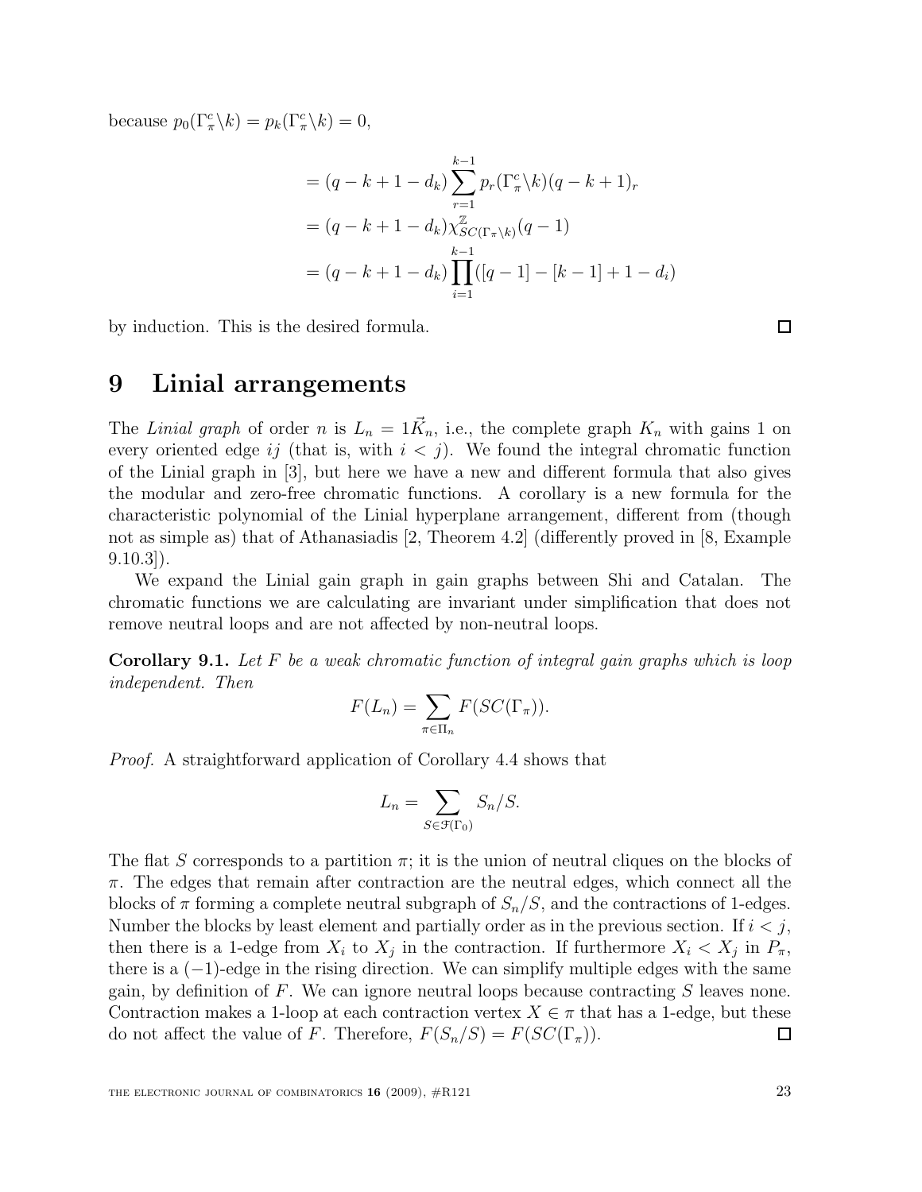because $p_0(\Gamma_\pi^c \backslash k) = p_k(\Gamma_\pi^c \backslash k) = 0$,

$$
\begin{aligned}
&= (q-k+1-d_k) \sum_{r=1}^{k-1} p_r(\Gamma_\pi^c \backslash k)(q-k+1)_r \\
&= (q-k+1-d_k) \chi^{\mathbb{Z}}_{SC(\Gamma_\pi \backslash k)}(q-1) \\
&= (q-k+1-d_k) \prod_{i=1}^{k-1} ([q-1]-[k-1]+1-d_i)
\end{aligned}
$$

by induction. This is the desired formula. □

# 9 Linial arrangements

The *Linial graph* of order $n$ is $L_n = 1\vec{K}_n$, i.e., the complete graph $K_n$ with gains 1 on every oriented edge $ij$ (that is, with $i < j$). We found the integral chromatic function of the Linial graph in [3], but here we have a new and different formula that also gives the modular and zero-free chromatic functions. A corollary is a new formula for the characteristic polynomial of the Linial hyperplane arrangement, different from (though not as simple as) that of Athanasiadis [2, Theorem 4.2] (differently proved in [8, Example 9.10.3]).

We expand the Linial gain graph in gain graphs between Shi and Catalan. The chromatic functions we are calculating are invariant under simplification that does not remove neutral loops and are not affected by non-neutral loops.

**Corollary 9.1.** *Let $F$ be a weak chromatic function of integral gain graphs which is loop independent. Then*

$$
F(L_n) = \sum_{\pi \in \Pi_n} F(SC(\Gamma_\pi)).
$$

*Proof.* A straightforward application of Corollary 4.4 shows that

$$
L_n = \sum_{S \in \mathcal{F}(\Gamma_0)} S_n/S.
$$

The flat $S$ corresponds to a partition $\pi$; it is the union of neutral cliques on the blocks of $\pi$. The edges that remain after contraction are the neutral edges, which connect all the blocks of $\pi$ forming a complete neutral subgraph of $S_n/S$, and the contractions of 1-edges. Number the blocks by least element and partially order as in the previous section. If $i < j$, then there is a 1-edge from $X_i$ to $X_j$ in the contraction. If furthermore $X_i < X_j$ in $P_\pi$, there is a $(-1)$-edge in the rising direction. We can simplify multiple edges with the same gain, by definition of $F$. We can ignore neutral loops because contracting $S$ leaves none. Contraction makes a 1-loop at each contraction vertex $X \in \pi$ that has a 1-edge, but these do not affect the value of $F$. Therefore, $F(S_n/S) = F(SC(\Gamma_\pi))$. □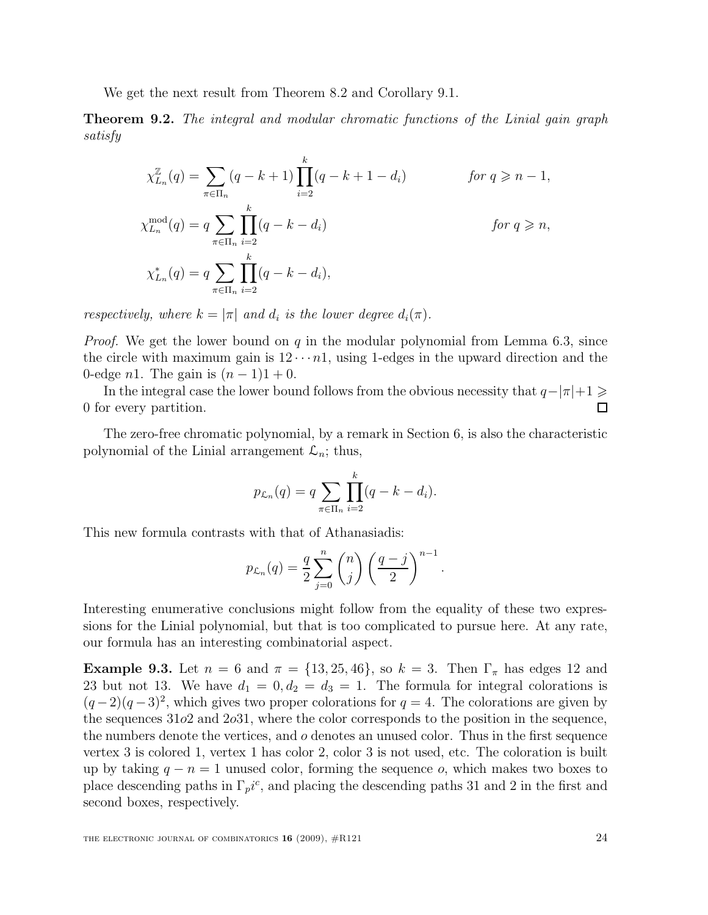We get the next result from Theorem 8.2 and Corollary 9.1.

**Theorem 9.2.** *The integral and modular chromatic functions of the Linial gain graph satisfy*

$$\chi^{\mathbb{Z}}_{L_n}(q) = \sum_{\pi \in \Pi_n} (q-k+1) \prod_{i=2}^{k} (q-k+1-d_i) \qquad \text{for } q \geqslant n-1,$$

$$\chi^{\mathrm{mod}}_{L_n}(q) = q \sum_{\pi \in \Pi_n} \prod_{i=2}^{k} (q-k-d_i) \qquad \text{for } q \geqslant n,$$

$$\chi^{*}_{L_n}(q) = q \sum_{\pi \in \Pi_n} \prod_{i=2}^{k} (q-k-d_i),$$

*respectively, where $k = |\pi|$ and $d_i$ is the lower degree $d_i(\pi)$.*

*Proof.* We get the lower bound on $q$ in the modular polynomial from Lemma 6.3, since the circle with maximum gain is $12 \cdots n1$, using 1-edges in the upward direction and the 0-edge $n1$. The gain is $(n-1)1 + 0$.

In the integral case the lower bound follows from the obvious necessity that $q - |\pi| + 1 \geqslant 0$ for every partition. □

The zero-free chromatic polynomial, by a remark in Section 6, is also the characteristic polynomial of the Linial arrangement $\mathcal{L}_n$; thus,

$$p_{\mathcal{L}_n}(q) = q \sum_{\pi \in \Pi_n} \prod_{i=2}^{k} (q-k-d_i).$$

This new formula contrasts with that of Athanasiadis:

$$p_{\mathcal{L}_n}(q) = \frac{q}{2} \sum_{j=0}^{n} \binom{n}{j} \left( \frac{q-j}{2} \right)^{n-1}.$$

Interesting enumerative conclusions might follow from the equality of these two expressions for the Linial polynomial, but that is too complicated to pursue here. At any rate, our formula has an interesting combinatorial aspect.

**Example 9.3.** Let $n = 6$ and $\pi = \{13, 25, 46\}$, so $k = 3$. Then $\Gamma_\pi$ has edges 12 and 23 but not 13. We have $d_1 = 0, d_2 = d_3 = 1$. The formula for integral colorations is $(q-2)(q-3)^2$, which gives two proper colorations for $q = 4$. The colorations are given by the sequences $31o2$ and $2o31$, where the color corresponds to the position in the sequence, the numbers denote the vertices, and $o$ denotes an unused color. Thus in the first sequence vertex 3 is colored 1, vertex 1 has color 2, color 3 is not used, etc. The coloration is built up by taking $q - n = 1$ unused color, forming the sequence $o$, which makes two boxes to place descending paths in $\Gamma_p i^c$, and placing the descending paths 31 and 2 in the first and second boxes, respectively.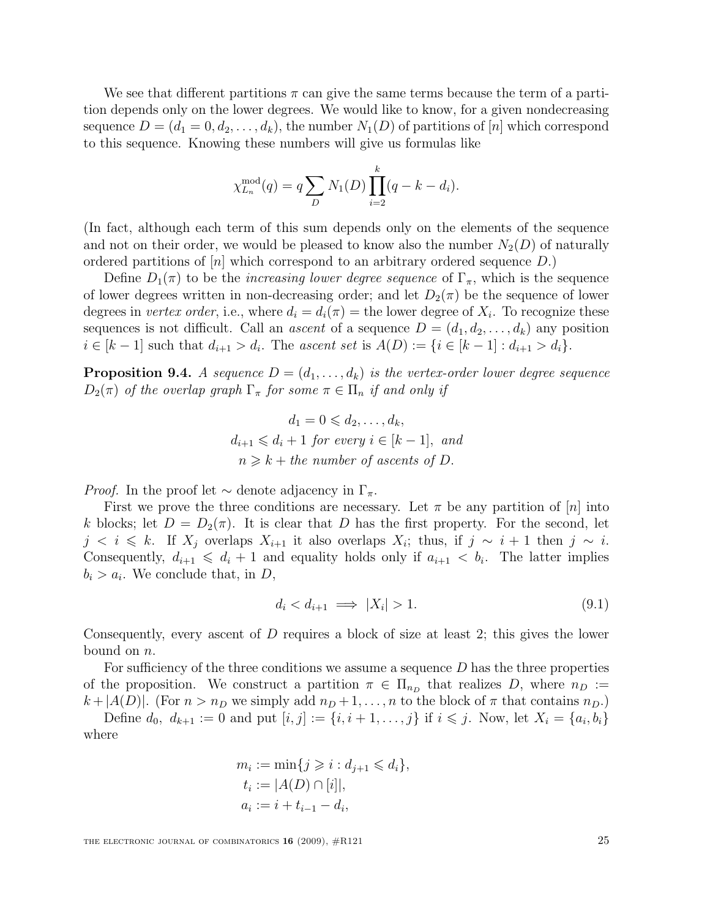We see that different partitions $\pi$ can give the same terms because the term of a partition depends only on the lower degrees. We would like to know, for a given nondecreasing sequence $D = (d_1 = 0, d_2, \dots, d_k)$, the number $N_1(D)$ of partitions of $[n]$ which correspond to this sequence. Knowing these numbers will give us formulas like

$$\chi^{\text{mod}}_{L_n}(q) = q \sum_D N_1(D) \prod_{i=2}^{k} (q - k - d_i).$$

(In fact, although each term of this sum depends only on the elements of the sequence and not on their order, we would be pleased to know also the number $N_2(D)$ of naturally ordered partitions of $[n]$ which correspond to an arbitrary ordered sequence $D$.)

Define $D_1(\pi)$ to be the *increasing lower degree sequence* of $\Gamma_\pi$, which is the sequence of lower degrees written in non-decreasing order; and let $D_2(\pi)$ be the sequence of lower degrees in *vertex order*, i.e., where $d_i = d_i(\pi) =$ the lower degree of $X_i$. To recognize these sequences is not difficult. Call an *ascent* of a sequence $D = (d_1, d_2, \dots, d_k)$ any position $i \in [k-1]$ such that $d_{i+1} > d_i$. The *ascent set* is $A(D) := \{i \in [k-1] : d_{i+1} > d_i\}$.

**Proposition 9.4.** *A sequence $D = (d_1, \dots, d_k)$ is the vertex-order lower degree sequence $D_2(\pi)$ of the overlap graph $\Gamma_\pi$ for some $\pi \in \Pi_n$ if and only if*

$$d_1 = 0 \leqslant d_2, \dots, d_k,$$
$$d_{i+1} \leqslant d_i + 1 \text{ for every } i \in [k-1], \text{ and}$$
$$n \geqslant k + \text{the number of ascents of } D.$$

*Proof.* In the proof let $\sim$ denote adjacency in $\Gamma_\pi$.

First we prove the three conditions are necessary. Let $\pi$ be any partition of $[n]$ into $k$ blocks; let $D = D_2(\pi)$. It is clear that $D$ has the first property. For the second, let $j < i \leqslant k$. If $X_j$ overlaps $X_{i+1}$ it also overlaps $X_i$; thus, if $j \sim i+1$ then $j \sim i$. Consequently, $d_{i+1} \leqslant d_i + 1$ and equality holds only if $a_{i+1} < b_i$. The latter implies $b_i > a_i$. We conclude that, in $D$,

$$d_i < d_{i+1} \implies |X_i| > 1. \tag{9.1}$$

Consequently, every ascent of $D$ requires a block of size at least 2; this gives the lower bound on $n$.

For sufficiency of the three conditions we assume a sequence $D$ has the three properties of the proposition. We construct a partition $\pi \in \Pi_{n_D}$ that realizes $D$, where $n_D := k + |A(D)|$. (For $n > n_D$ we simply add $n_D + 1, \dots, n$ to the block of $\pi$ that contains $n_D$.)

Define $d_0$, $d_{k+1} := 0$ and put $[i, j] := \{i, i+1, \dots, j\}$ if $i \leqslant j$. Now, let $X_i = \{a_i, b_i\}$ where

$$m_i := \min\{j \geqslant i : d_{j+1} \leqslant d_i\},$$
$$t_i := |A(D) \cap [i]|,$$
$$a_i := i + t_{i-1} - d_i,$$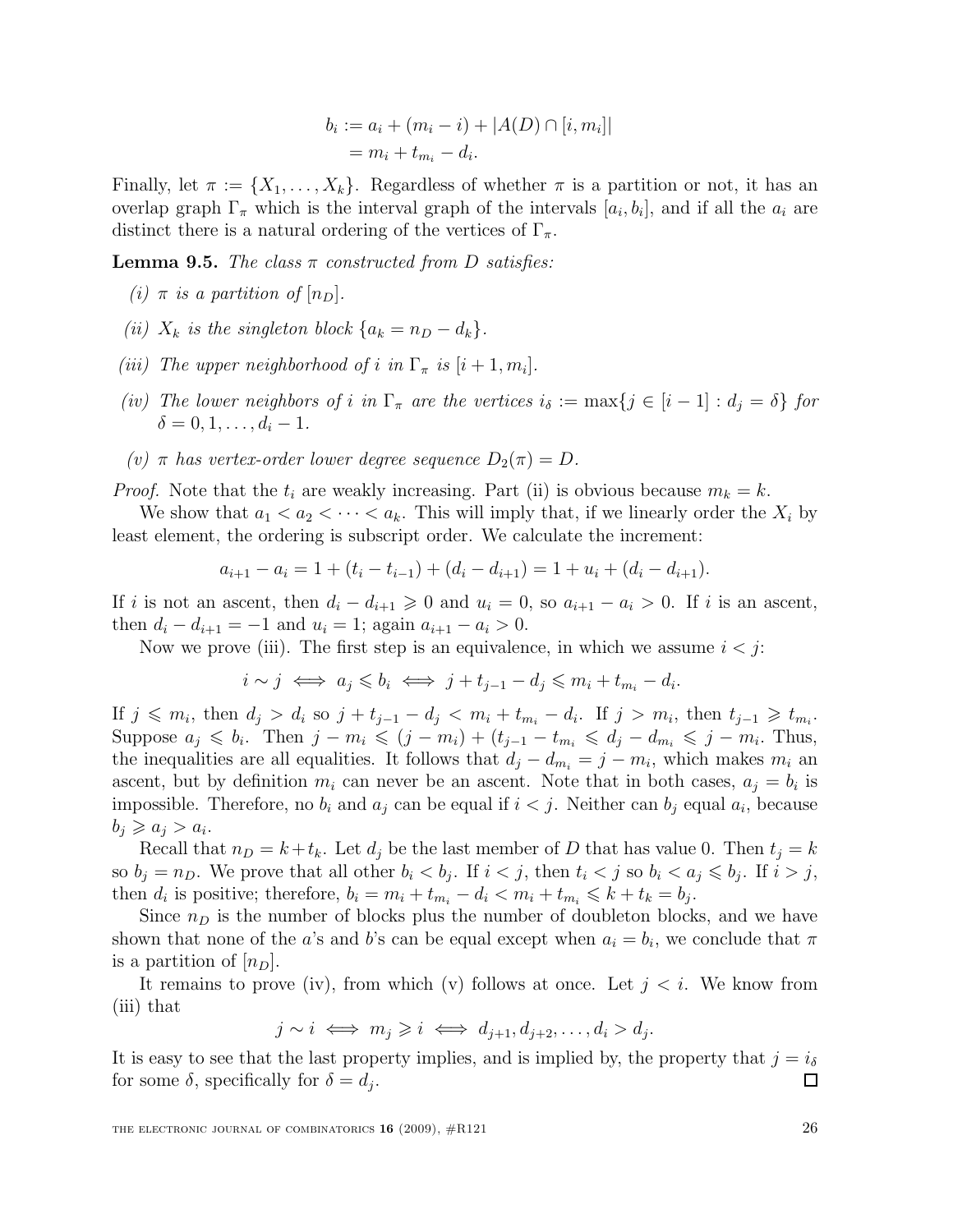$$
\begin{aligned}
b_i &:= a_i + (m_i - i) + |A(D) \cap [i, m_i]| \\
&= m_i + t_{m_i} - d_i.
\end{aligned}
$$

Finally, let $\pi := \{X_1, \ldots, X_k\}$. Regardless of whether $\pi$ is a partition or not, it has an overlap graph $\Gamma_\pi$ which is the interval graph of the intervals $[a_i, b_i]$, and if all the $a_i$ are distinct there is a natural ordering of the vertices of $\Gamma_\pi$.

**Lemma 9.5.** *The class $\pi$ constructed from $D$ satisfies:*

*(i) $\pi$ is a partition of $[n_D]$.*

*(ii) $X_k$ is the singleton block $\{a_k = n_D - d_k\}$.*

*(iii) The upper neighborhood of $i$ in $\Gamma_\pi$ is $[i+1, m_i]$.*

*(iv) The lower neighbors of $i$ in $\Gamma_\pi$ are the vertices $i_\delta := \max\{j \in [i-1] : d_j = \delta\}$ for $\delta = 0, 1, \ldots, d_i - 1$.*

*(v) $\pi$ has vertex-order lower degree sequence $D_2(\pi) = D$.*

*Proof.* Note that the $t_i$ are weakly increasing. Part (ii) is obvious because $m_k = k$.

We show that $a_1 < a_2 < \cdots < a_k$. This will imply that, if we linearly order the $X_i$ by least element, the ordering is subscript order. We calculate the increment:

$$
a_{i+1} - a_i = 1 + (t_i - t_{i-1}) + (d_i - d_{i+1}) = 1 + u_i + (d_i - d_{i+1}).
$$

If $i$ is not an ascent, then $d_i - d_{i+1} \geqslant 0$ and $u_i = 0$, so $a_{i+1} - a_i > 0$. If $i$ is an ascent, then $d_i - d_{i+1} = -1$ and $u_i = 1$; again $a_{i+1} - a_i > 0$.

Now we prove (iii). The first step is an equivalence, in which we assume $i < j$:

$$
i \sim j \iff a_j \leqslant b_i \iff j + t_{j-1} - d_j \leqslant m_i + t_{m_i} - d_i.
$$

If $j \leqslant m_i$, then $d_j > d_i$ so $j + t_{j-1} - d_j < m_i + t_{m_i} - d_i$. If $j > m_i$, then $t_{j-1} \geqslant t_{m_i}$. Suppose $a_j \leqslant b_i$. Then $j - m_i \leqslant (j - m_i) + (t_{j-1} - t_{m_i} \leqslant d_j - d_{m_i} \leqslant j - m_i$. Thus, the inequalities are all equalities. It follows that $d_j - d_{m_i} = j - m_i$, which makes $m_i$ an ascent, but by definition $m_i$ can never be an ascent. Note that in both cases, $a_j = b_i$ is impossible. Therefore, no $b_i$ and $a_j$ can be equal if $i < j$. Neither can $b_j$ equal $a_i$, because $b_j \geqslant a_j > a_i$.

Recall that $n_D = k + t_k$. Let $d_j$ be the last member of $D$ that has value 0. Then $t_j = k$ so $b_j = n_D$. We prove that all other $b_i < b_j$. If $i < j$, then $t_i < j$ so $b_i < a_j \leqslant b_j$. If $i > j$, then $d_i$ is positive; therefore, $b_i = m_i + t_{m_i} - d_i < m_i + t_{m_i} \leqslant k + t_k = b_j$.

Since $n_D$ is the number of blocks plus the number of doubleton blocks, and we have shown that none of the $a$'s and $b$'s can be equal except when $a_i = b_i$, we conclude that $\pi$ is a partition of $[n_D]$.

It remains to prove (iv), from which (v) follows at once. Let $j < i$. We know from (iii) that

$$
j \sim i \iff m_j \geqslant i \iff d_{j+1}, d_{j+2}, \ldots, d_i > d_j.
$$

It is easy to see that the last property implies, and is implied by, the property that $j = i_\delta$ for some $\delta$, specifically for $\delta = d_j$. $\square$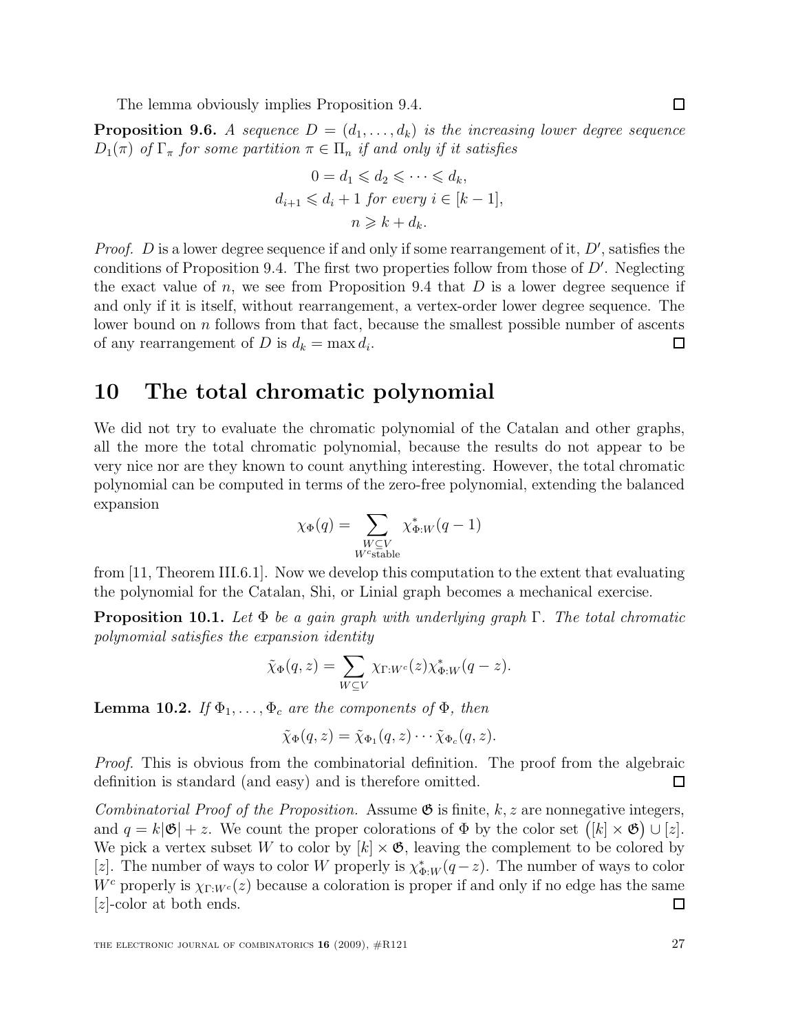The lemma obviously implies Proposition 9.4. ∎

**Proposition 9.6.** *A sequence $D = (d_1, \dots, d_k)$ is the increasing lower degree sequence $D_1(\pi)$ of $\Gamma_\pi$ for some partition $\pi \in \Pi_n$ if and only if it satisfies*

$$0 = d_1 \leqslant d_2 \leqslant \cdots \leqslant d_k,$$
$$d_{i+1} \leqslant d_i + 1 \text{ for every } i \in [k-1],$$
$$n \geqslant k + d_k.$$

*Proof.* $D$ is a lower degree sequence if and only if some rearrangement of it, $D'$, satisfies the conditions of Proposition 9.4. The first two properties follow from those of $D'$. Neglecting the exact value of $n$, we see from Proposition 9.4 that $D$ is a lower degree sequence if and only if it is itself, without rearrangement, a vertex-order lower degree sequence. The lower bound on $n$ follows from that fact, because the smallest possible number of ascents of any rearrangement of $D$ is $d_k = \max d_i$. ∎

# 10 The total chromatic polynomial

We did not try to evaluate the chromatic polynomial of the Catalan and other graphs, all the more the total chromatic polynomial, because the results do not appear to be very nice nor are they known to count anything interesting. However, the total chromatic polynomial can be computed in terms of the zero-free polynomial, extending the balanced expansion

$$\chi_\Phi(q) = \sum_{\substack{W \subseteq V \\ W^c \text{stable}}} \chi^*_{\Phi:W}(q-1)$$

from [11, Theorem III.6.1]. Now we develop this computation to the extent that evaluating the polynomial for the Catalan, Shi, or Linial graph becomes a mechanical exercise.

**Proposition 10.1.** *Let $\Phi$ be a gain graph with underlying graph $\Gamma$. The total chromatic polynomial satisfies the expansion identity*

$$\tilde{\chi}_\Phi(q, z) = \sum_{W \subseteq V} \chi_{\Gamma:W^c}(z) \chi^*_{\Phi:W}(q - z).$$

**Lemma 10.2.** *If $\Phi_1, \dots, \Phi_c$ are the components of $\Phi$, then*

$$\tilde{\chi}_\Phi(q, z) = \tilde{\chi}_{\Phi_1}(q, z) \cdots \tilde{\chi}_{\Phi_c}(q, z).$$

*Proof.* This is obvious from the combinatorial definition. The proof from the algebraic definition is standard (and easy) and is therefore omitted. ∎

*Combinatorial Proof of the Proposition.* Assume $\mathfrak{G}$ is finite, $k, z$ are nonnegative integers, and $q = k|\mathfrak{G}| + z$. We count the proper colorations of $\Phi$ by the color set $\big([k] \times \mathfrak{G}\big) \cup [z]$. We pick a vertex subset $W$ to color by $[k] \times \mathfrak{G}$, leaving the complement to be colored by $[z]$. The number of ways to color $W$ properly is $\chi^*_{\Phi:W}(q-z)$. The number of ways to color $W^c$ properly is $\chi_{\Gamma:W^c}(z)$ because a coloration is proper if and only if no edge has the same $[z]$-color at both ends. ∎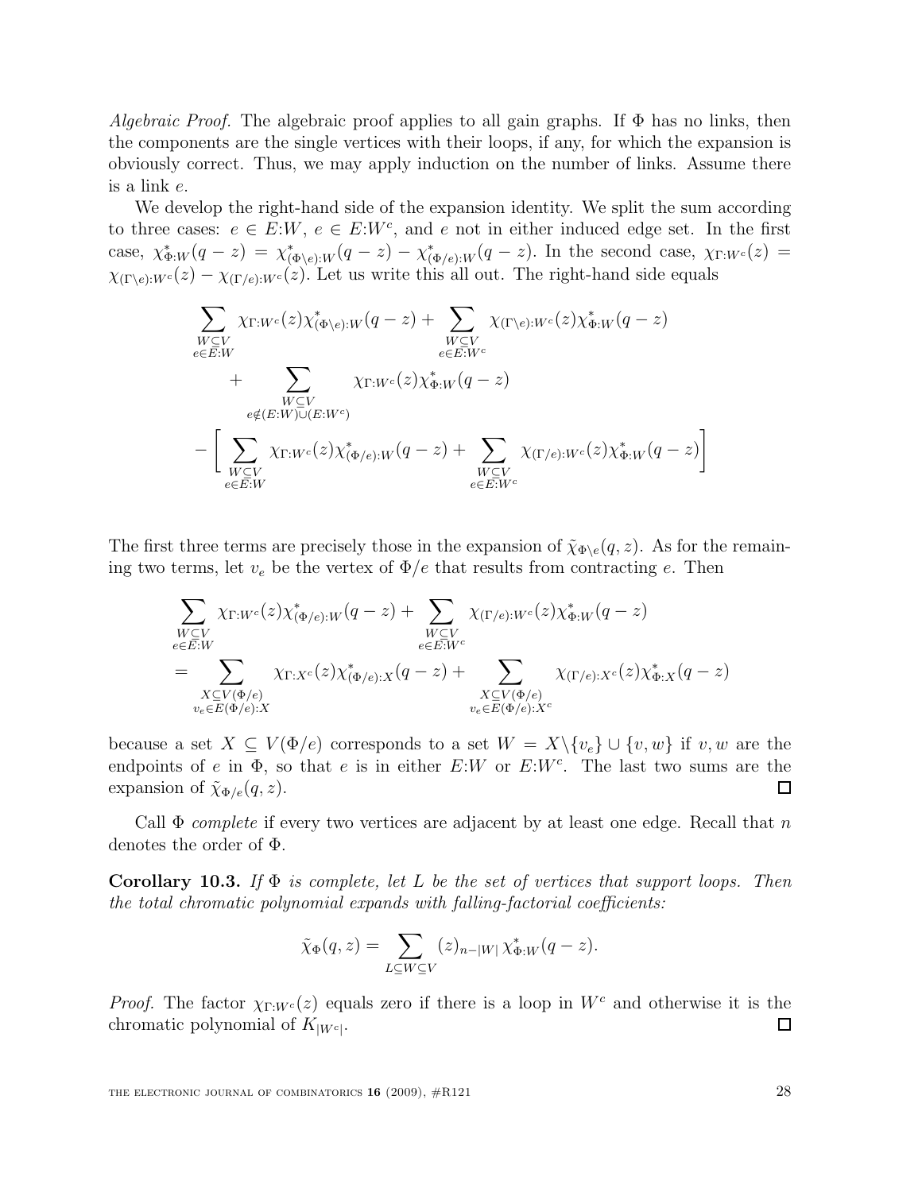*Algebraic Proof.* The algebraic proof applies to all gain graphs. If $\Phi$ has no links, then the components are the single vertices with their loops, if any, for which the expansion is obviously correct. Thus, we may apply induction on the number of links. Assume there is a link $e$.

We develop the right-hand side of the expansion identity. We split the sum according to three cases: $e \in E{:}W$, $e \in E{:}W^c$, and $e$ not in either induced edge set. In the first case, $\chi^*_{\Phi:W}(q-z) = \chi^*_{(\Phi\setminus e):W}(q-z) - \chi^*_{(\Phi/e):W}(q-z)$. In the second case, $\chi_{\Gamma:W^c}(z) = \chi_{(\Gamma\setminus e):W^c}(z) - \chi_{(\Gamma/e):W^c}(z)$. Let us write this all out. The right-hand side equals

$$
\begin{aligned}
&\sum_{\substack{W\subseteq V\\ e\in E:W}} \chi_{\Gamma:W^c}(z)\chi^*_{(\Phi\setminus e):W}(q-z) + \sum_{\substack{W\subseteq V\\ e\in E:W^c}} \chi_{(\Gamma\setminus e):W^c}(z)\chi^*_{\Phi:W}(q-z) \\
&\qquad + \sum_{\substack{W\subseteq V\\ e\notin (E:W)\cup(E:W^c)}} \chi_{\Gamma:W^c}(z)\chi^*_{\Phi:W}(q-z) \\
&- \Bigg[ \sum_{\substack{W\subseteq V\\ e\in E:W}} \chi_{\Gamma:W^c}(z)\chi^*_{(\Phi/e):W}(q-z) + \sum_{\substack{W\subseteq V\\ e\in E:W^c}} \chi_{(\Gamma/e):W^c}(z)\chi^*_{\Phi:W}(q-z) \Bigg]
\end{aligned}
$$

The first three terms are precisely those in the expansion of $\tilde{\chi}_{\Phi\setminus e}(q,z)$. As for the remaining two terms, let $v_e$ be the vertex of $\Phi/e$ that results from contracting $e$. Then

$$
\begin{aligned}
&\sum_{\substack{W\subseteq V\\ e\in E:W}} \chi_{\Gamma:W^c}(z)\chi^*_{(\Phi/e):W}(q-z) + \sum_{\substack{W\subseteq V\\ e\in E:W^c}} \chi_{(\Gamma/e):W^c}(z)\chi^*_{\Phi:W}(q-z) \\
&= \sum_{\substack{X\subseteq V(\Phi/e)\\ v_e\in E(\Phi/e):X}} \chi_{\Gamma:X^c}(z)\chi^*_{(\Phi/e):X}(q-z) + \sum_{\substack{X\subseteq V(\Phi/e)\\ v_e\in E(\Phi/e):X^c}} \chi_{(\Gamma/e):X^c}(z)\chi^*_{\Phi:X}(q-z)
\end{aligned}
$$

because a set $X \subseteq V(\Phi/e)$ corresponds to a set $W = X\setminus\{v_e\} \cup \{v,w\}$ if $v,w$ are the endpoints of $e$ in $\Phi$, so that $e$ is in either $E{:}W$ or $E{:}W^c$. The last two sums are the expansion of $\tilde{\chi}_{\Phi/e}(q,z)$. □

Call $\Phi$ *complete* if every two vertices are adjacent by at least one edge. Recall that $n$ denotes the order of $\Phi$.

**Corollary 10.3.** *If $\Phi$ is complete, let $L$ be the set of vertices that support loops. Then the total chromatic polynomial expands with falling-factorial coefficients:*

$$
\tilde{\chi}_\Phi(q,z) = \sum_{L\subseteq W\subseteq V} (z)_{n-|W|}\, \chi^*_{\Phi:W}(q-z).
$$

*Proof.* The factor $\chi_{\Gamma:W^c}(z)$ equals zero if there is a loop in $W^c$ and otherwise it is the chromatic polynomial of $K_{|W^c|}$. □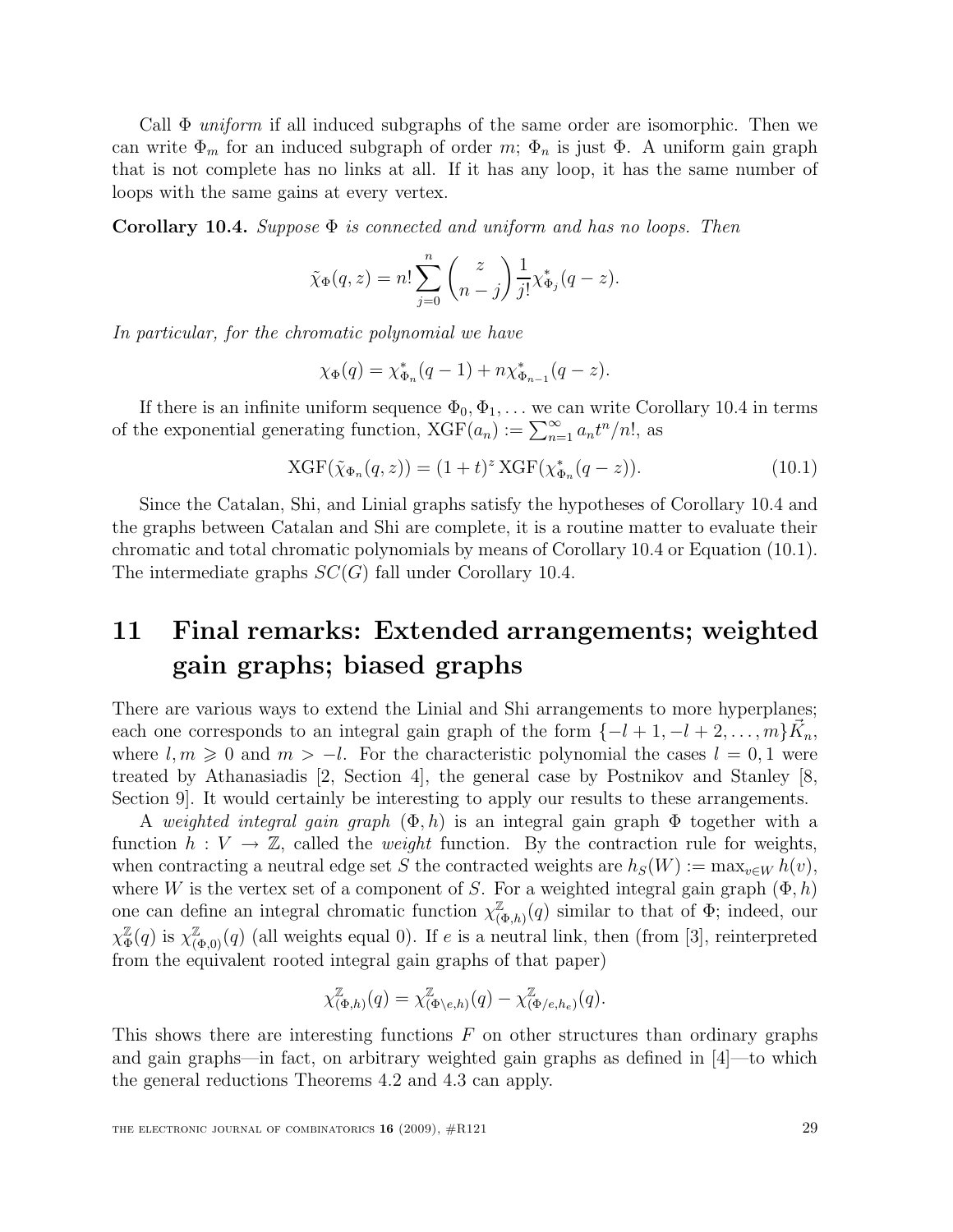Call $\Phi$ *uniform* if all induced subgraphs of the same order are isomorphic. Then we can write $\Phi_m$ for an induced subgraph of order $m$; $\Phi_n$ is just $\Phi$. A uniform gain graph that is not complete has no links at all. If it has any loop, it has the same number of loops with the same gains at every vertex.

**Corollary 10.4.** *Suppose $\Phi$ is connected and uniform and has no loops. Then*

$$\tilde{\chi}_\Phi(q,z) = n! \sum_{j=0}^{n} \binom{z}{n-j} \frac{1}{j!} \chi^*_{\Phi_j}(q-z).$$

*In particular, for the chromatic polynomial we have*

$$\chi_\Phi(q) = \chi^*_{\Phi_n}(q-1) + n\chi^*_{\Phi_{n-1}}(q-z).$$

If there is an infinite uniform sequence $\Phi_0, \Phi_1, \ldots$ we can write Corollary 10.4 in terms of the exponential generating function, $\mathrm{XGF}(a_n) := \sum_{n=1}^{\infty} a_n t^n/n!$, as

$$\mathrm{XGF}(\tilde{\chi}_{\Phi_n}(q,z)) = (1+t)^z \, \mathrm{XGF}(\chi^*_{\Phi_n}(q-z)). \tag{10.1}$$

Since the Catalan, Shi, and Linial graphs satisfy the hypotheses of Corollary 10.4 and the graphs between Catalan and Shi are complete, it is a routine matter to evaluate their chromatic and total chromatic polynomials by means of Corollary 10.4 or Equation (10.1). The intermediate graphs $SC(G)$ fall under Corollary 10.4.

# 11 Final remarks: Extended arrangements; weighted gain graphs; biased graphs

There are various ways to extend the Linial and Shi arrangements to more hyperplanes; each one corresponds to an integral gain graph of the form $\{-l+1, -l+2, \ldots, m\}\vec{K}_n$, where $l, m \geqslant 0$ and $m > -l$. For the characteristic polynomial the cases $l = 0, 1$ were treated by Athanasiadis [2, Section 4], the general case by Postnikov and Stanley [8, Section 9]. It would certainly be interesting to apply our results to these arrangements.

A *weighted integral gain graph* $(\Phi, h)$ is an integral gain graph $\Phi$ together with a function $h : V \to \mathbb{Z}$, called the *weight* function. By the contraction rule for weights, when contracting a neutral edge set $S$ the contracted weights are $h_S(W) := \max_{v \in W} h(v)$, where $W$ is the vertex set of a component of $S$. For a weighted integral gain graph $(\Phi, h)$ one can define an integral chromatic function $\chi^{\mathbb{Z}}_{(\Phi,h)}(q)$ similar to that of $\Phi$; indeed, our $\chi^{\mathbb{Z}}_\Phi(q)$ is $\chi^{\mathbb{Z}}_{(\Phi,0)}(q)$ (all weights equal 0). If $e$ is a neutral link, then (from [3], reinterpreted from the equivalent rooted integral gain graphs of that paper)

$$\chi^{\mathbb{Z}}_{(\Phi,h)}(q) = \chi^{\mathbb{Z}}_{(\Phi \setminus e,h)}(q) - \chi^{\mathbb{Z}}_{(\Phi/e,h_e)}(q).$$

This shows there are interesting functions $F$ on other structures than ordinary graphs and gain graphs—in fact, on arbitrary weighted gain graphs as defined in [4]—to which the general reductions Theorems 4.2 and 4.3 can apply.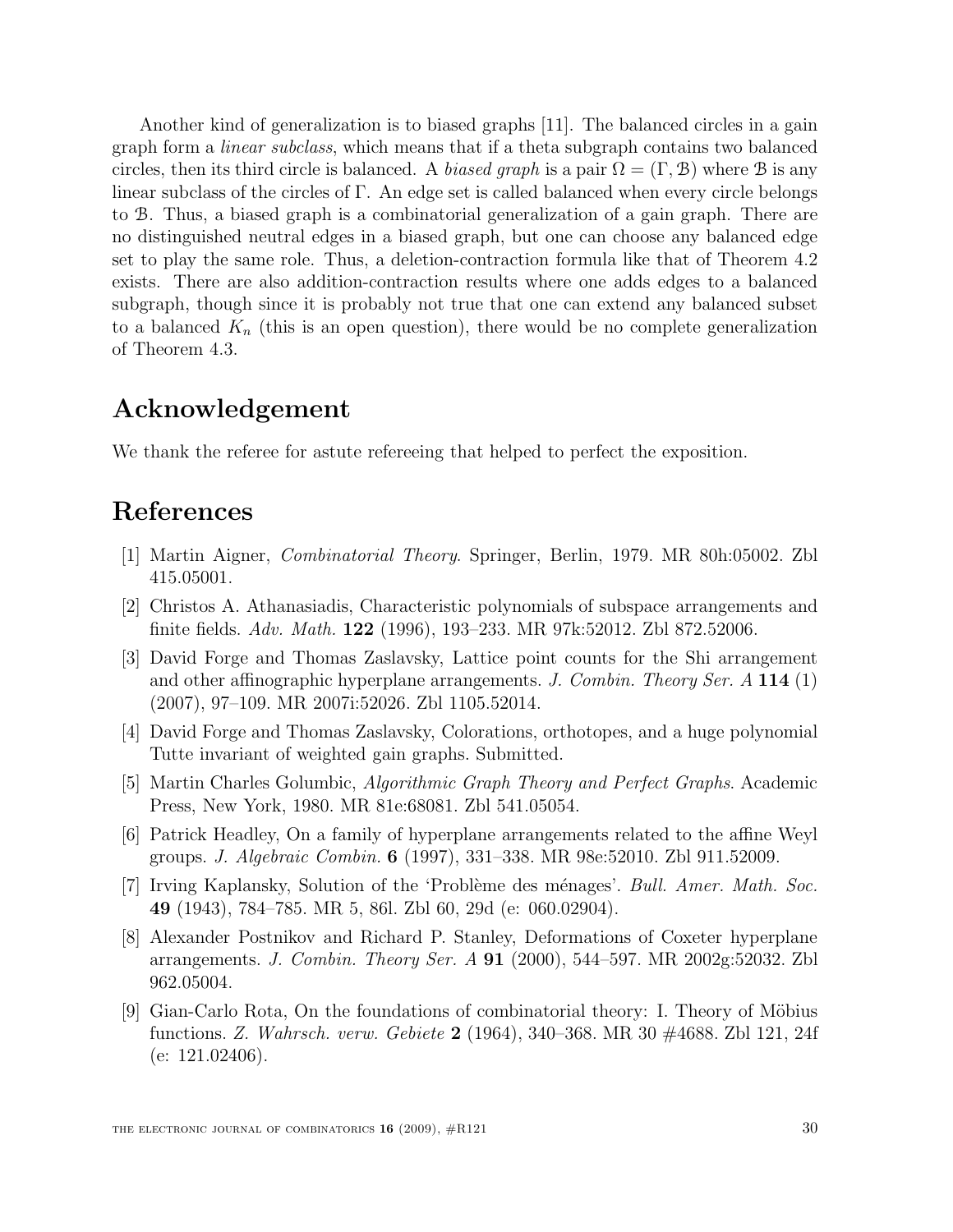Another kind of generalization is to biased graphs [11]. The balanced circles in a gain graph form a *linear subclass*, which means that if a theta subgraph contains two balanced circles, then its third circle is balanced. A *biased graph* is a pair $\Omega = (\Gamma, \mathcal{B})$ where $\mathcal{B}$ is any linear subclass of the circles of $\Gamma$. An edge set is called balanced when every circle belongs to $\mathcal{B}$. Thus, a biased graph is a combinatorial generalization of a gain graph. There are no distinguished neutral edges in a biased graph, but one can choose any balanced edge set to play the same role. Thus, a deletion-contraction formula like that of Theorem 4.2 exists. There are also addition-contraction results where one adds edges to a balanced subgraph, though since it is probably not true that one can extend any balanced subset to a balanced $K_n$ (this is an open question), there would be no complete generalization of Theorem 4.3.

## Acknowledgement

We thank the referee for astute refereeing that helped to perfect the exposition.

## References

[1] Martin Aigner, *Combinatorial Theory*. Springer, Berlin, 1979. MR 80h:05002. Zbl 415.05001.

[2] Christos A. Athanasiadis, Characteristic polynomials of subspace arrangements and finite fields. *Adv. Math.* **122** (1996), 193–233. MR 97k:52012. Zbl 872.52006.

[3] David Forge and Thomas Zaslavsky, Lattice point counts for the Shi arrangement and other affinographic hyperplane arrangements. *J. Combin. Theory Ser. A* **114** (1) (2007), 97–109. MR 2007i:52026. Zbl 1105.52014.

[4] David Forge and Thomas Zaslavsky, Colorations, orthotopes, and a huge polynomial Tutte invariant of weighted gain graphs. Submitted.

[5] Martin Charles Golumbic, *Algorithmic Graph Theory and Perfect Graphs*. Academic Press, New York, 1980. MR 81e:68081. Zbl 541.05054.

[6] Patrick Headley, On a family of hyperplane arrangements related to the affine Weyl groups. *J. Algebraic Combin.* **6** (1997), 331–338. MR 98e:52010. Zbl 911.52009.

[7] Irving Kaplansky, Solution of the 'Problème des ménages'. *Bull. Amer. Math. Soc.* **49** (1943), 784–785. MR 5, 86l. Zbl 60, 29d (e: 060.02904).

[8] Alexander Postnikov and Richard P. Stanley, Deformations of Coxeter hyperplane arrangements. *J. Combin. Theory Ser. A* **91** (2000), 544–597. MR 2002g:52032. Zbl 962.05004.

[9] Gian-Carlo Rota, On the foundations of combinatorial theory: I. Theory of Möbius functions. *Z. Wahrsch. verw. Gebiete* **2** (1964), 340–368. MR 30 #4688. Zbl 121, 24f (e: 121.02406).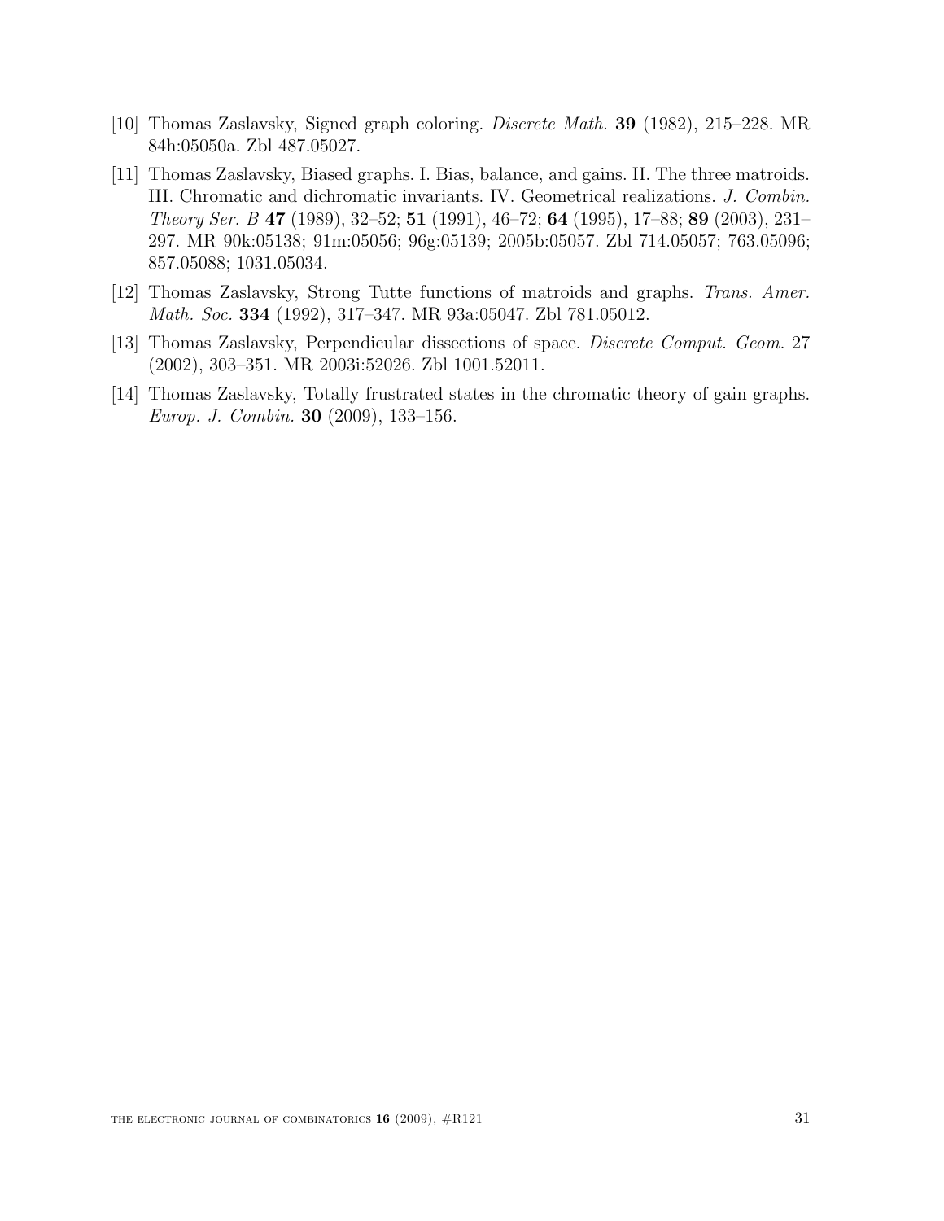[10] Thomas Zaslavsky, Signed graph coloring. *Discrete Math.* **39** (1982), 215–228. MR 84h:05050a. Zbl 487.05027.

[11] Thomas Zaslavsky, Biased graphs. I. Bias, balance, and gains. II. The three matroids. III. Chromatic and dichromatic invariants. IV. Geometrical realizations. *J. Combin. Theory Ser. B* **47** (1989), 32–52; **51** (1991), 46–72; **64** (1995), 17–88; **89** (2003), 231–297. MR 90k:05138; 91m:05056; 96g:05139; 2005b:05057. Zbl 714.05057; 763.05096; 857.05088; 1031.05034.

[12] Thomas Zaslavsky, Strong Tutte functions of matroids and graphs. *Trans. Amer. Math. Soc.* **334** (1992), 317–347. MR 93a:05047. Zbl 781.05012.

[13] Thomas Zaslavsky, Perpendicular dissections of space. *Discrete Comput. Geom.* 27 (2002), 303–351. MR 2003i:52026. Zbl 1001.52011.

[14] Thomas Zaslavsky, Totally frustrated states in the chromatic theory of gain graphs. *Europ. J. Combin.* **30** (2009), 133–156.